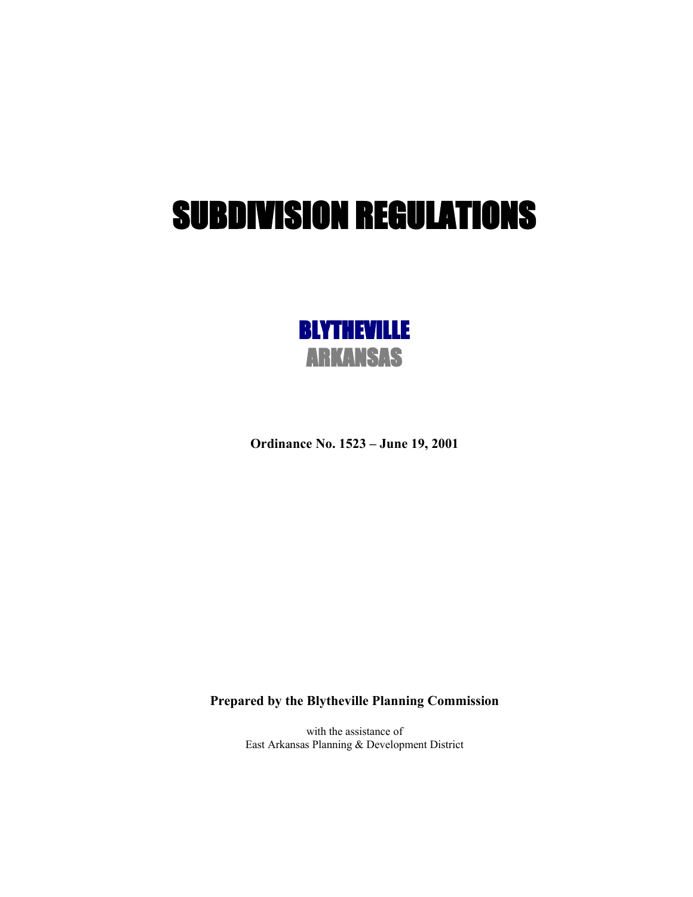# SUBDIVISION REGULATIONS

## BLYTHEVILLE
## ARKANSAS

**Ordinance No. 1523 – June 19, 2001**

**Prepared by the Blytheville Planning Commission**

with the assistance of
East Arkansas Planning & Development District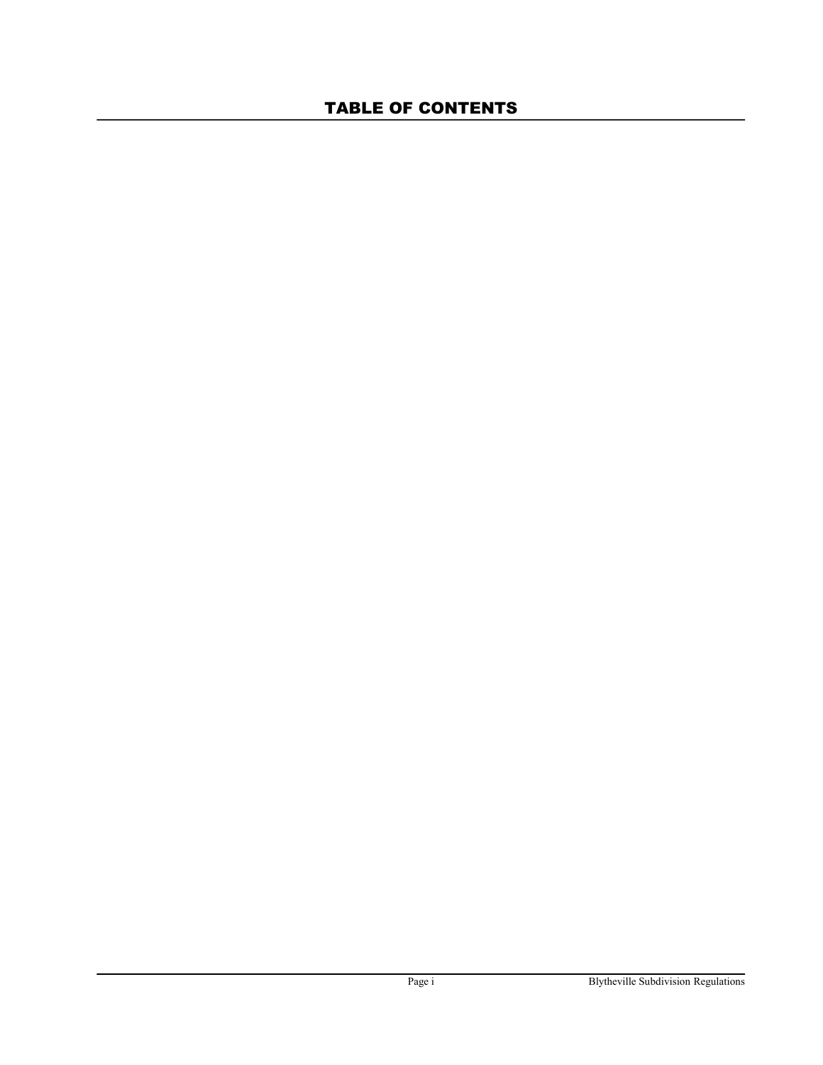# TABLE OF CONTENTS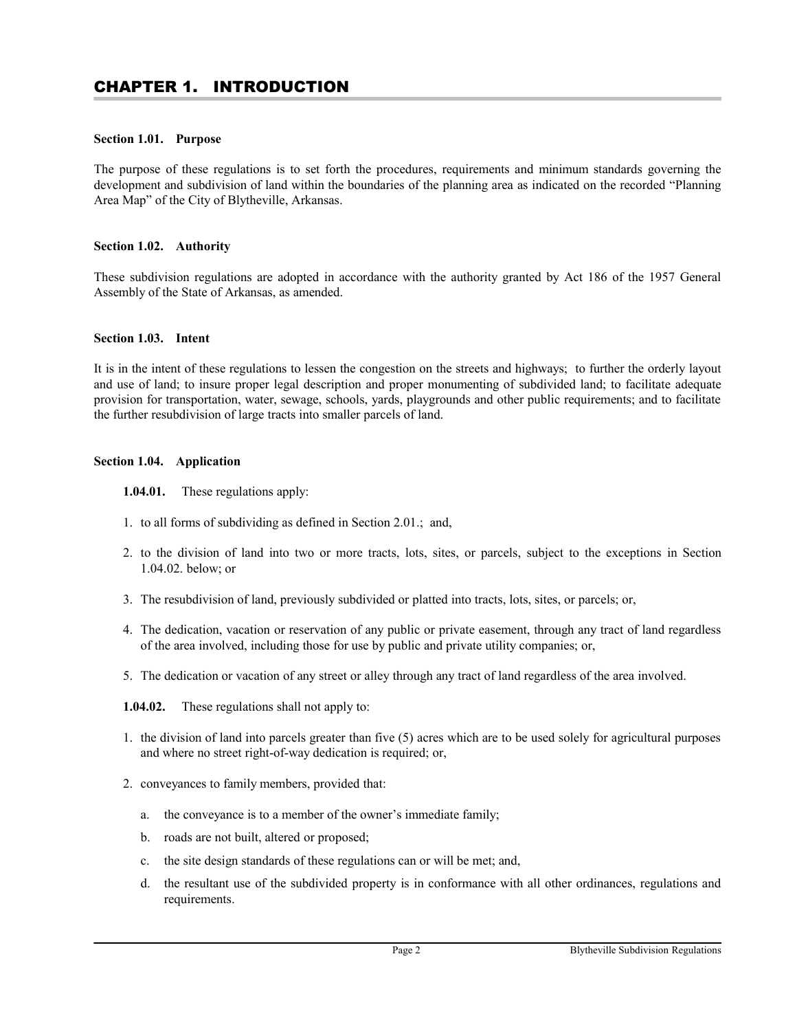# CHAPTER 1. INTRODUCTION

**Section 1.01. Purpose**

The purpose of these regulations is to set forth the procedures, requirements and minimum standards governing the development and subdivision of land within the boundaries of the planning area as indicated on the recorded "Planning Area Map" of the City of Blytheville, Arkansas.

**Section 1.02. Authority**

These subdivision regulations are adopted in accordance with the authority granted by Act 186 of the 1957 General Assembly of the State of Arkansas, as amended.

**Section 1.03. Intent**

It is in the intent of these regulations to lessen the congestion on the streets and highways; to further the orderly layout and use of land; to insure proper legal description and proper monumenting of subdivided land; to facilitate adequate provision for transportation, water, sewage, schools, yards, playgrounds and other public requirements; and to facilitate the further resubdivision of large tracts into smaller parcels of land.

**Section 1.04. Application**

**1.04.01.** These regulations apply:

1. to all forms of subdividing as defined in Section 2.01.; and,
2. to the division of land into two or more tracts, lots, sites, or parcels, subject to the exceptions in Section 1.04.02. below; or
3. The resubdivision of land, previously subdivided or platted into tracts, lots, sites, or parcels; or,
4. The dedication, vacation or reservation of any public or private easement, through any tract of land regardless of the area involved, including those for use by public and private utility companies; or,
5. The dedication or vacation of any street or alley through any tract of land regardless of the area involved.

**1.04.02.** These regulations shall not apply to:

1. the division of land into parcels greater than five (5) acres which are to be used solely for agricultural purposes and where no street right-of-way dedication is required; or,
2. conveyances to family members, provided that:
   a. the conveyance is to a member of the owner's immediate family;
   b. roads are not built, altered or proposed;
   c. the site design standards of these regulations can or will be met; and,
   d. the resultant use of the subdivided property is in conformance with all other ordinances, regulations and requirements.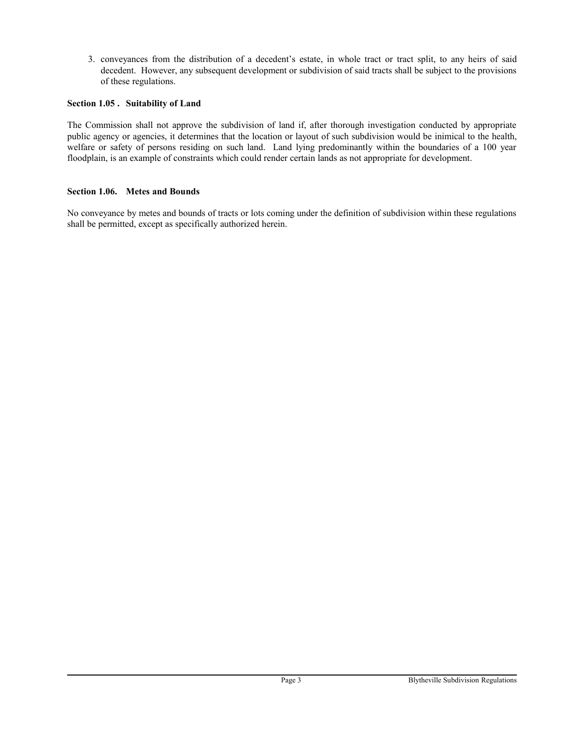3. conveyances from the distribution of a decedent's estate, in whole tract or tract split, to any heirs of said decedent. However, any subsequent development or subdivision of said tracts shall be subject to the provisions of these regulations.

**Section 1.05 . Suitability of Land**

The Commission shall not approve the subdivision of land if, after thorough investigation conducted by appropriate public agency or agencies, it determines that the location or layout of such subdivision would be inimical to the health, welfare or safety of persons residing on such land. Land lying predominantly within the boundaries of a 100 year floodplain, is an example of constraints which could render certain lands as not appropriate for development.

**Section 1.06. Metes and Bounds**

No conveyance by metes and bounds of tracts or lots coming under the definition of subdivision within these regulations shall be permitted, except as specifically authorized herein.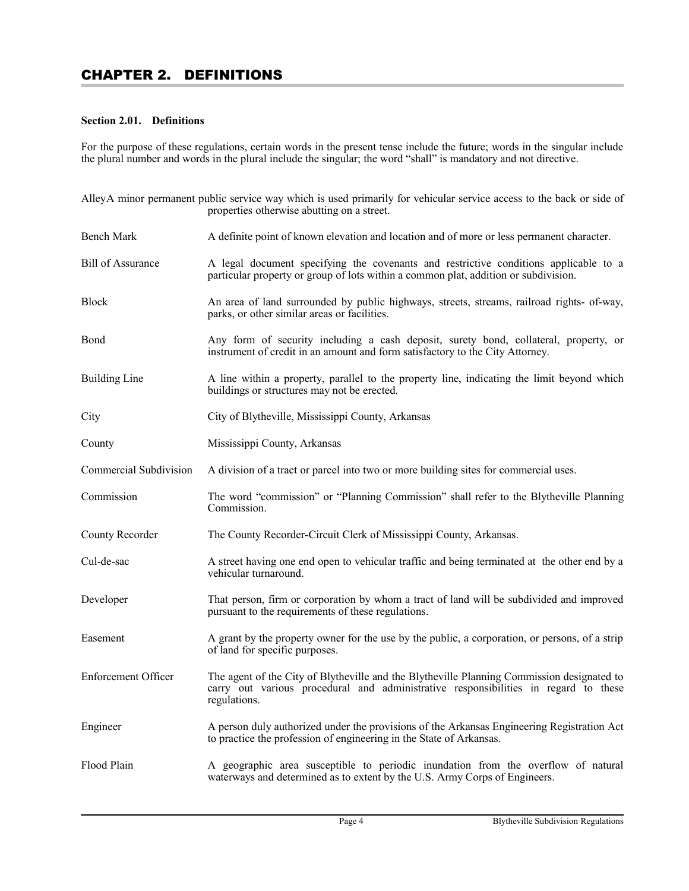# CHAPTER 2. DEFINITIONS

**Section 2.01. Definitions**

For the purpose of these regulations, certain words in the present tense include the future; words in the singular include the plural number and words in the plural include the singular; the word "shall" is mandatory and not directive.

| Term | Definition |
|---|---|
| Alley | A minor permanent public service way which is used primarily for vehicular service access to the back or side of properties otherwise abutting on a street. |
| Bench Mark | A definite point of known elevation and location and of more or less permanent character. |
| Bill of Assurance | A legal document specifying the covenants and restrictive conditions applicable to a particular property or group of lots within a common plat, addition or subdivision. |
| Block | An area of land surrounded by public highways, streets, streams, railroad rights- of-way, parks, or other similar areas or facilities. |
| Bond | Any form of security including a cash deposit, surety bond, collateral, property, or instrument of credit in an amount and form satisfactory to the City Attorney. |
| Building Line | A line within a property, parallel to the property line, indicating the limit beyond which buildings or structures may not be erected. |
| City | City of Blytheville, Mississippi County, Arkansas |
| County | Mississippi County, Arkansas |
| Commercial Subdivision | A division of a tract or parcel into two or more building sites for commercial uses. |
| Commission | The word "commission" or "Planning Commission" shall refer to the Blytheville Planning Commission. |
| County Recorder | The County Recorder-Circuit Clerk of Mississippi County, Arkansas. |
| Cul-de-sac | A street having one end open to vehicular traffic and being terminated at the other end by a vehicular turnaround. |
| Developer | That person, firm or corporation by whom a tract of land will be subdivided and improved pursuant to the requirements of these regulations. |
| Easement | A grant by the property owner for the use by the public, a corporation, or persons, of a strip of land for specific purposes. |
| Enforcement Officer | The agent of the City of Blytheville and the Blytheville Planning Commission designated to carry out various procedural and administrative responsibilities in regard to these regulations. |
| Engineer | A person duly authorized under the provisions of the Arkansas Engineering Registration Act to practice the profession of engineering in the State of Arkansas. |
| Flood Plain | A geographic area susceptible to periodic inundation from the overflow of natural waterways and determined as to extent by the U.S. Army Corps of Engineers. |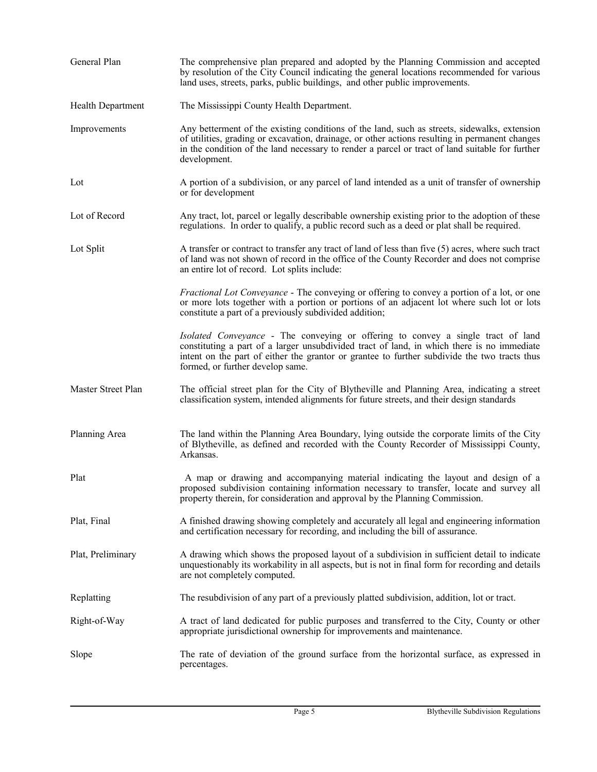**General Plan** The comprehensive plan prepared and adopted by the Planning Commission and accepted by resolution of the City Council indicating the general locations recommended for various land uses, streets, parks, public buildings, and other public improvements.

**Health Department** The Mississippi County Health Department.

**Improvements** Any betterment of the existing conditions of the land, such as streets, sidewalks, extension of utilities, grading or excavation, drainage, or other actions resulting in permanent changes in the condition of the land necessary to render a parcel or tract of land suitable for further development.

**Lot** A portion of a subdivision, or any parcel of land intended as a unit of transfer of ownership or for development

**Lot of Record** Any tract, lot, parcel or legally describable ownership existing prior to the adoption of these regulations. In order to qualify, a public record such as a deed or plat shall be required.

**Lot Split** A transfer or contract to transfer any tract of land of less than five (5) acres, where such tract of land was not shown of record in the office of the County Recorder and does not comprise an entire lot of record. Lot splits include:

*Fractional Lot Conveyance* - The conveying or offering to convey a portion of a lot, or one or more lots together with a portion or portions of an adjacent lot where such lot or lots constitute a part of a previously subdivided addition;

*Isolated Conveyance* - The conveying or offering to convey a single tract of land constituting a part of a larger unsubdivided tract of land, in which there is no immediate intent on the part of either the grantor or grantee to further subdivide the two tracts thus formed, or further develop same.

**Master Street Plan** The official street plan for the City of Blytheville and Planning Area, indicating a street classification system, intended alignments for future streets, and their design standards

**Planning Area** The land within the Planning Area Boundary, lying outside the corporate limits of the City of Blytheville, as defined and recorded with the County Recorder of Mississippi County, Arkansas.

**Plat** A map or drawing and accompanying material indicating the layout and design of a proposed subdivision containing information necessary to transfer, locate and survey all property therein, for consideration and approval by the Planning Commission.

**Plat, Final** A finished drawing showing completely and accurately all legal and engineering information and certification necessary for recording, and including the bill of assurance.

**Plat, Preliminary** A drawing which shows the proposed layout of a subdivision in sufficient detail to indicate unquestionably its workability in all aspects, but is not in final form for recording and details are not completely computed.

**Replatting** The resubdivision of any part of a previously platted subdivision, addition, lot or tract.

**Right-of-Way** A tract of land dedicated for public purposes and transferred to the City, County or other appropriate jurisdictional ownership for improvements and maintenance.

**Slope** The rate of deviation of the ground surface from the horizontal surface, as expressed in percentages.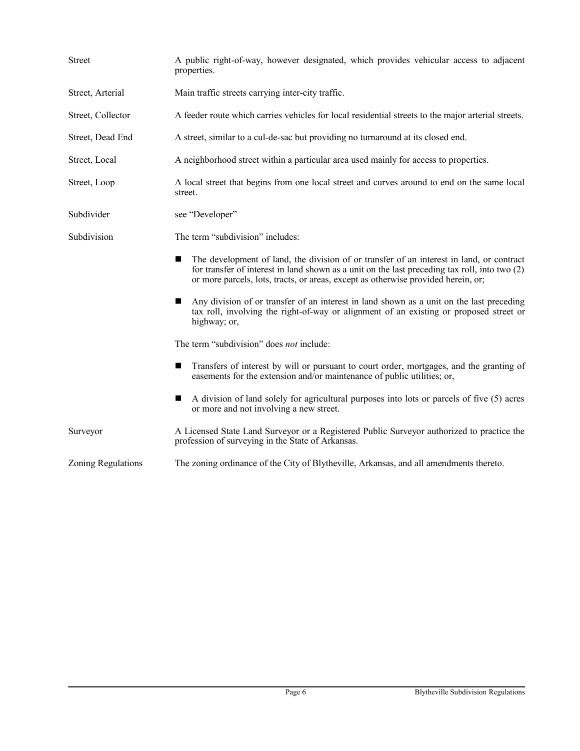| | |
|---|---|
| Street | A public right-of-way, however designated, which provides vehicular access to adjacent properties. |
| Street, Arterial | Main traffic streets carrying inter-city traffic. |
| Street, Collector | A feeder route which carries vehicles for local residential streets to the major arterial streets. |
| Street, Dead End | A street, similar to a cul-de-sac but providing no turnaround at its closed end. |
| Street, Local | A neighborhood street within a particular area used mainly for access to properties. |
| Street, Loop | A local street that begins from one local street and curves around to end on the same local street. |
| Subdivider | see "Developer" |
| Subdivision | The term "subdivision" includes: |

- The development of land, the division of or transfer of an interest in land, or contract for transfer of interest in land shown as a unit on the last preceding tax roll, into two (2) or more parcels, lots, tracts, or areas, except as otherwise provided herein, or;
- Any division of or transfer of an interest in land shown as a unit on the last preceding tax roll, involving the right-of-way or alignment of an existing or proposed street or highway; or,

The term "subdivision" does *not* include:

- Transfers of interest by will or pursuant to court order, mortgages, and the granting of easements for the extension and/or maintenance of public utilities; or,
- A division of land solely for agricultural purposes into lots or parcels of five (5) acres or more and not involving a new street.

| | |
|---|---|
| Surveyor | A Licensed State Land Surveyor or a Registered Public Surveyor authorized to practice the profession of surveying in the State of Arkansas. |
| Zoning Regulations | The zoning ordinance of the City of Blytheville, Arkansas, and all amendments thereto. |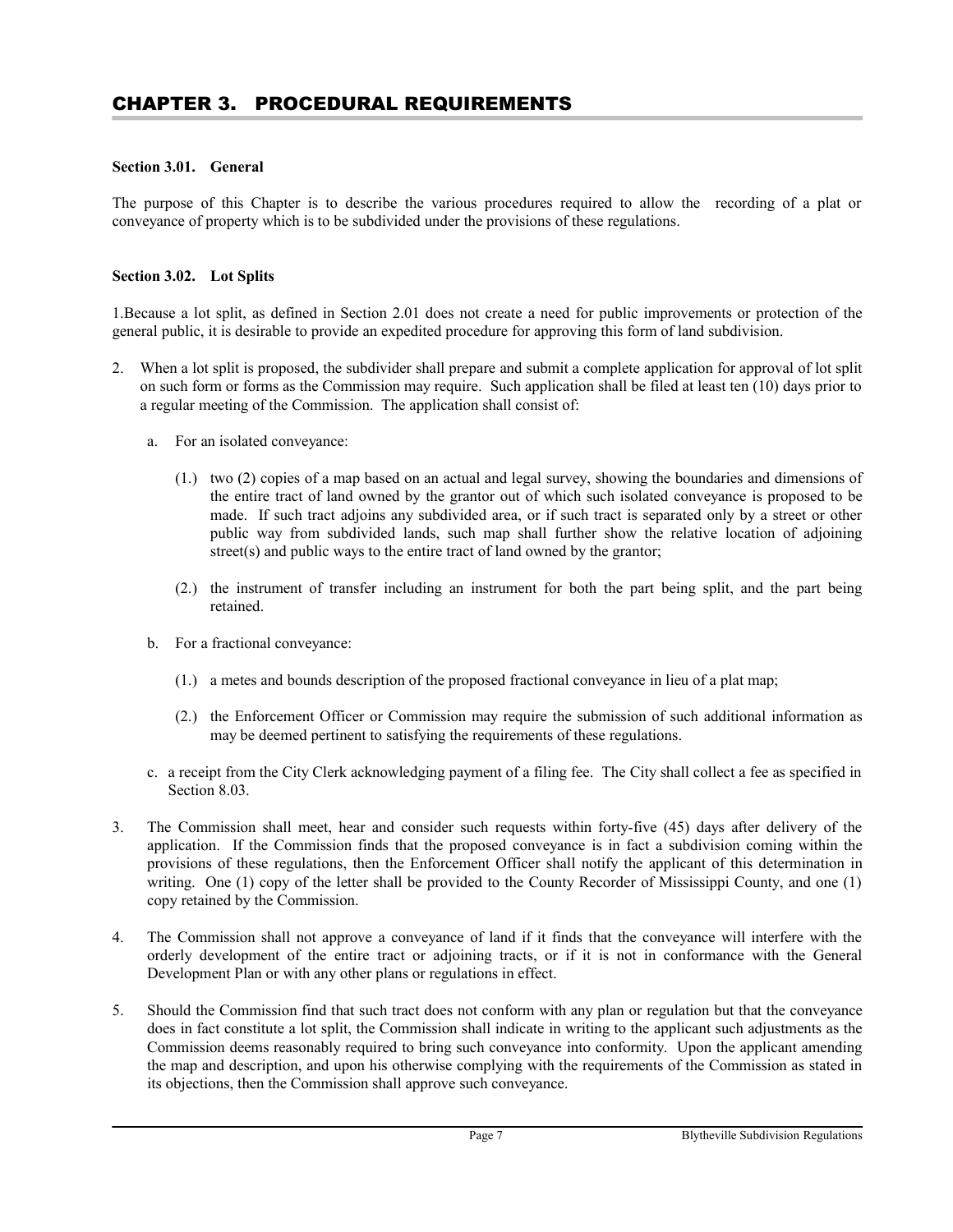# CHAPTER 3. PROCEDURAL REQUIREMENTS

**Section 3.01. General**

The purpose of this Chapter is to describe the various procedures required to allow the recording of a plat or conveyance of property which is to be subdivided under the provisions of these regulations.

**Section 3.02. Lot Splits**

1.Because a lot split, as defined in Section 2.01 does not create a need for public improvements or protection of the general public, it is desirable to provide an expedited procedure for approving this form of land subdivision.

2. When a lot split is proposed, the subdivider shall prepare and submit a complete application for approval of lot split on such form or forms as the Commission may require. Such application shall be filed at least ten (10) days prior to a regular meeting of the Commission. The application shall consist of:

   a. For an isolated conveyance:

      (1.) two (2) copies of a map based on an actual and legal survey, showing the boundaries and dimensions of the entire tract of land owned by the grantor out of which such isolated conveyance is proposed to be made. If such tract adjoins any subdivided area, or if such tract is separated only by a street or other public way from subdivided lands, such map shall further show the relative location of adjoining street(s) and public ways to the entire tract of land owned by the grantor;

      (2.) the instrument of transfer including an instrument for both the part being split, and the part being retained.

   b. For a fractional conveyance:

      (1.) a metes and bounds description of the proposed fractional conveyance in lieu of a plat map;

      (2.) the Enforcement Officer or Commission may require the submission of such additional information as may be deemed pertinent to satisfying the requirements of these regulations.

   c. a receipt from the City Clerk acknowledging payment of a filing fee. The City shall collect a fee as specified in Section 8.03.

3. The Commission shall meet, hear and consider such requests within forty-five (45) days after delivery of the application. If the Commission finds that the proposed conveyance is in fact a subdivision coming within the provisions of these regulations, then the Enforcement Officer shall notify the applicant of this determination in writing. One (1) copy of the letter shall be provided to the County Recorder of Mississippi County, and one (1) copy retained by the Commission.

4. The Commission shall not approve a conveyance of land if it finds that the conveyance will interfere with the orderly development of the entire tract or adjoining tracts, or if it is not in conformance with the General Development Plan or with any other plans or regulations in effect.

5. Should the Commission find that such tract does not conform with any plan or regulation but that the conveyance does in fact constitute a lot split, the Commission shall indicate in writing to the applicant such adjustments as the Commission deems reasonably required to bring such conveyance into conformity. Upon the applicant amending the map and description, and upon his otherwise complying with the requirements of the Commission as stated in its objections, then the Commission shall approve such conveyance.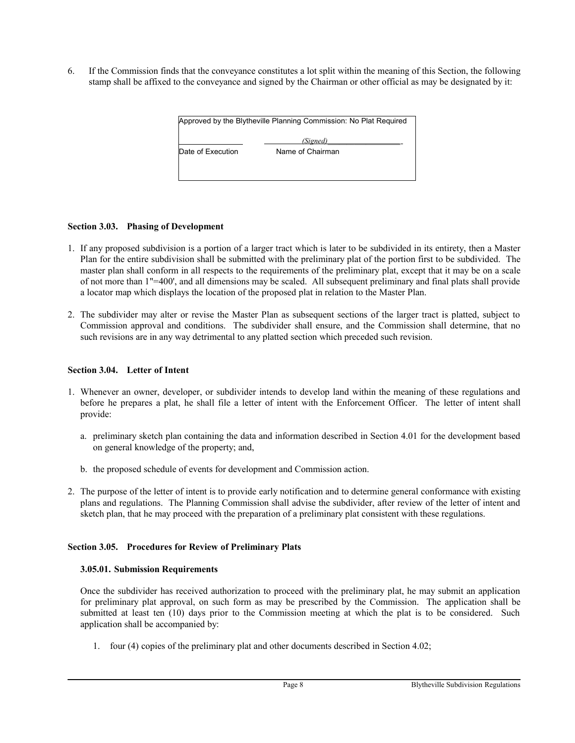6. If the Commission finds that the conveyance constitutes a lot split within the meaning of this Section, the following stamp shall be affixed to the conveyance and signed by the Chairman or other official as may be designated by it:

| Approved by the Blytheville Planning Commission: No Plat Required | |
|---|---|
| _______________ | *(Signed)*_______________ |
| Date of Execution | Name of Chairman |

**Section 3.03. Phasing of Development**

1. If any proposed subdivision is a portion of a larger tract which is later to be subdivided in its entirety, then a Master Plan for the entire subdivision shall be submitted with the preliminary plat of the portion first to be subdivided. The master plan shall conform in all respects to the requirements of the preliminary plat, except that it may be on a scale of not more than 1"=400', and all dimensions may be scaled. All subsequent preliminary and final plats shall provide a locator map which displays the location of the proposed plat in relation to the Master Plan.

2. The subdivider may alter or revise the Master Plan as subsequent sections of the larger tract is platted, subject to Commission approval and conditions. The subdivider shall ensure, and the Commission shall determine, that no such revisions are in any way detrimental to any platted section which preceded such revision.

**Section 3.04. Letter of Intent**

1. Whenever an owner, developer, or subdivider intends to develop land within the meaning of these regulations and before he prepares a plat, he shall file a letter of intent with the Enforcement Officer. The letter of intent shall provide:

   a. preliminary sketch plan containing the data and information described in Section 4.01 for the development based on general knowledge of the property; and,

   b. the proposed schedule of events for development and Commission action.

2. The purpose of the letter of intent is to provide early notification and to determine general conformance with existing plans and regulations. The Planning Commission shall advise the subdivider, after review of the letter of intent and sketch plan, that he may proceed with the preparation of a preliminary plat consistent with these regulations.

**Section 3.05. Procedures for Review of Preliminary Plats**

**3.05.01. Submission Requirements**

Once the subdivider has received authorization to proceed with the preliminary plat, he may submit an application for preliminary plat approval, on such form as may be prescribed by the Commission. The application shall be submitted at least ten (10) days prior to the Commission meeting at which the plat is to be considered. Such application shall be accompanied by:

1. four (4) copies of the preliminary plat and other documents described in Section 4.02;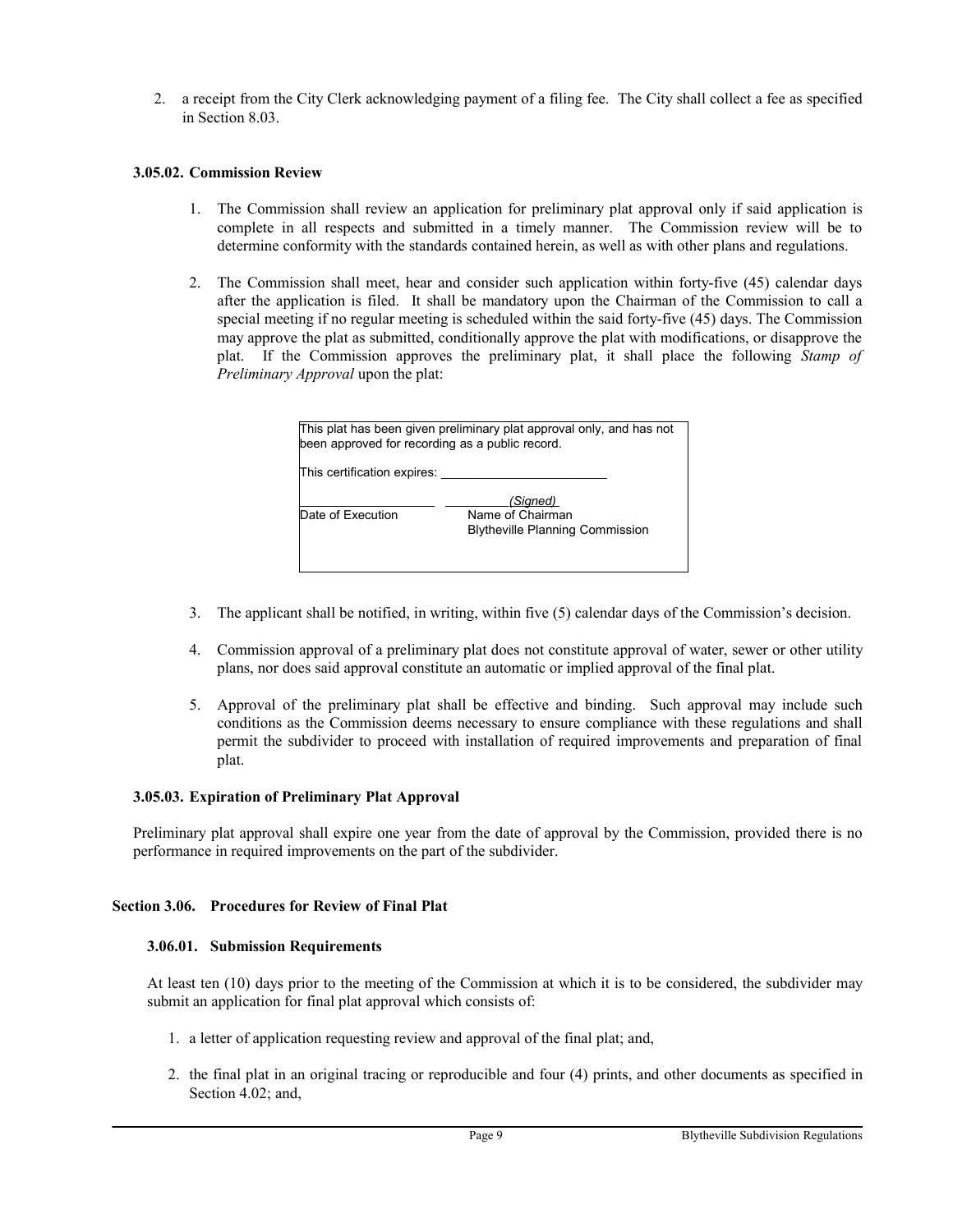2. a receipt from the City Clerk acknowledging payment of a filing fee. The City shall collect a fee as specified in Section 8.03.

### 3.05.02. Commission Review

1. The Commission shall review an application for preliminary plat approval only if said application is complete in all respects and submitted in a timely manner. The Commission review will be to determine conformity with the standards contained herein, as well as with other plans and regulations.

2. The Commission shall meet, hear and consider such application within forty-five (45) calendar days after the application is filed. It shall be mandatory upon the Chairman of the Commission to call a special meeting if no regular meeting is scheduled within the said forty-five (45) days. The Commission may approve the plat as submitted, conditionally approve the plat with modifications, or disapprove the plat. If the Commission approves the preliminary plat, it shall place the following *Stamp of Preliminary Approval* upon the plat:

> This plat has been given preliminary plat approval only, and has not been approved for recording as a public record.
>
> This certification expires: ________________________
>
> ____________________ *(Signed)*
>
> Date of Execution Name of Chairman
>
> Blytheville Planning Commission

3. The applicant shall be notified, in writing, within five (5) calendar days of the Commission's decision.

4. Commission approval of a preliminary plat does not constitute approval of water, sewer or other utility plans, nor does said approval constitute an automatic or implied approval of the final plat.

5. Approval of the preliminary plat shall be effective and binding. Such approval may include such conditions as the Commission deems necessary to ensure compliance with these regulations and shall permit the subdivider to proceed with installation of required improvements and preparation of final plat.

### 3.05.03. Expiration of Preliminary Plat Approval

Preliminary plat approval shall expire one year from the date of approval by the Commission, provided there is no performance in required improvements on the part of the subdivider.

## Section 3.06. Procedures for Review of Final Plat

### 3.06.01. Submission Requirements

At least ten (10) days prior to the meeting of the Commission at which it is to be considered, the subdivider may submit an application for final plat approval which consists of:

1. a letter of application requesting review and approval of the final plat; and,

2. the final plat in an original tracing or reproducible and four (4) prints, and other documents as specified in Section 4.02; and,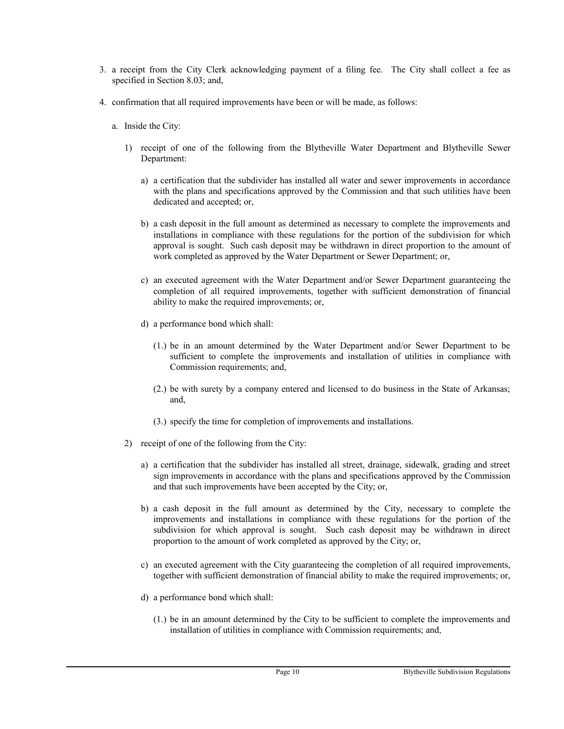3. a receipt from the City Clerk acknowledging payment of a filing fee. The City shall collect a fee as specified in Section 8.03; and,

4. confirmation that all required improvements have been or will be made, as follows:

   a. Inside the City:

      1) receipt of one of the following from the Blytheville Water Department and Blytheville Sewer Department:

         a) a certification that the subdivider has installed all water and sewer improvements in accordance with the plans and specifications approved by the Commission and that such utilities have been dedicated and accepted; or,

         b) a cash deposit in the full amount as determined as necessary to complete the improvements and installations in compliance with these regulations for the portion of the subdivision for which approval is sought. Such cash deposit may be withdrawn in direct proportion to the amount of work completed as approved by the Water Department or Sewer Department; or,

         c) an executed agreement with the Water Department and/or Sewer Department guaranteeing the completion of all required improvements, together with sufficient demonstration of financial ability to make the required improvements; or,

         d) a performance bond which shall:

            (1.) be in an amount determined by the Water Department and/or Sewer Department to be sufficient to complete the improvements and installation of utilities in compliance with Commission requirements; and,

            (2.) be with surety by a company entered and licensed to do business in the State of Arkansas; and,

            (3.) specify the time for completion of improvements and installations.

      2) receipt of one of the following from the City:

         a) a certification that the subdivider has installed all street, drainage, sidewalk, grading and street sign improvements in accordance with the plans and specifications approved by the Commission and that such improvements have been accepted by the City; or,

         b) a cash deposit in the full amount as determined by the City, necessary to complete the improvements and installations in compliance with these regulations for the portion of the subdivision for which approval is sought. Such cash deposit may be withdrawn in direct proportion to the amount of work completed as approved by the City; or,

         c) an executed agreement with the City guaranteeing the completion of all required improvements, together with sufficient demonstration of financial ability to make the required improvements; or,

         d) a performance bond which shall:

            (1.) be in an amount determined by the City to be sufficient to complete the improvements and installation of utilities in compliance with Commission requirements; and,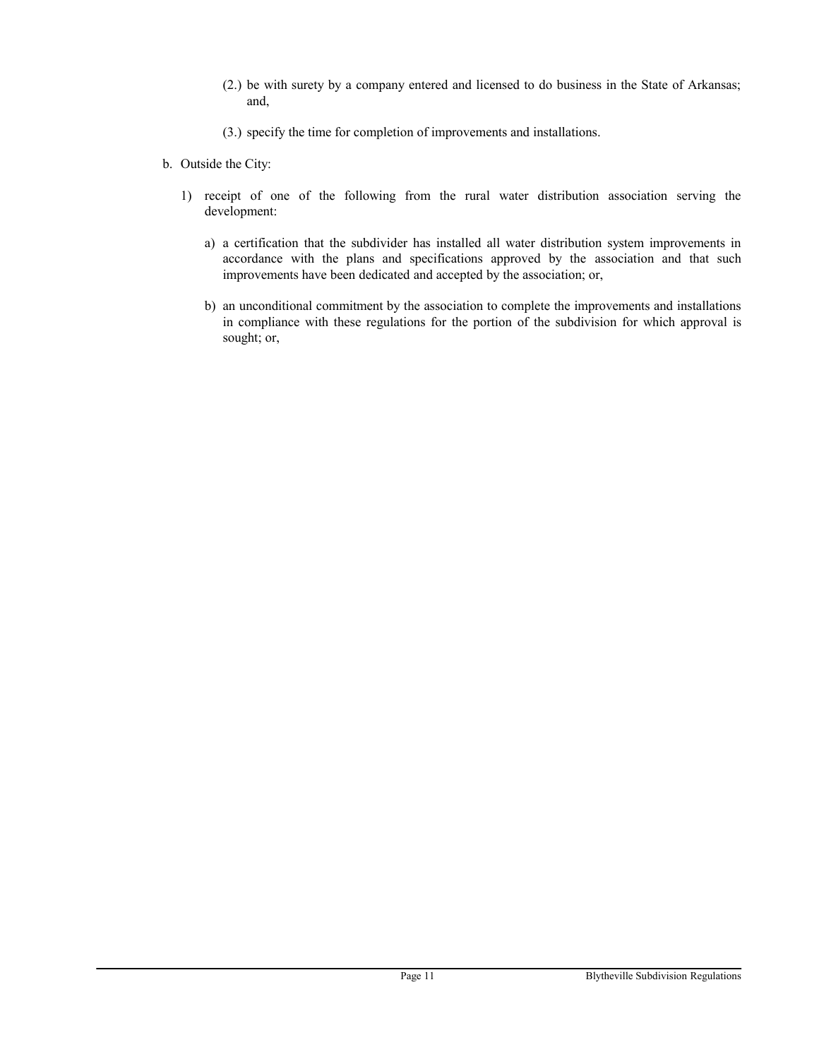(2.) be with surety by a company entered and licensed to do business in the State of Arkansas; and,

(3.) specify the time for completion of improvements and installations.

b. Outside the City:

1) receipt of one of the following from the rural water distribution association serving the development:

a) a certification that the subdivider has installed all water distribution system improvements in accordance with the plans and specifications approved by the association and that such improvements have been dedicated and accepted by the association; or,

b) an unconditional commitment by the association to complete the improvements and installations in compliance with these regulations for the portion of the subdivision for which approval is sought; or,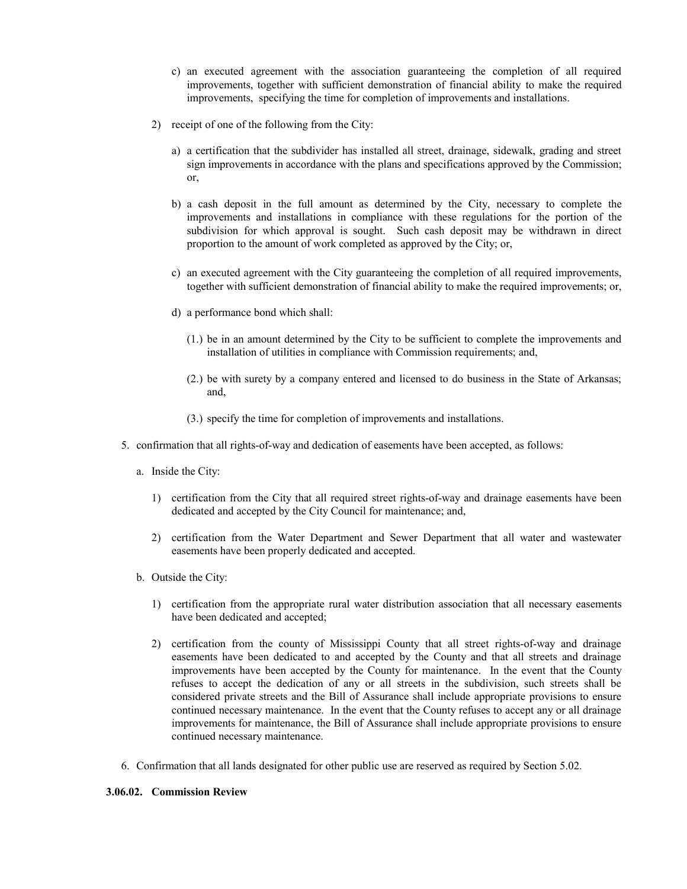c) an executed agreement with the association guaranteeing the completion of all required improvements, together with sufficient demonstration of financial ability to make the required improvements, specifying the time for completion of improvements and installations.

2) receipt of one of the following from the City:

a) a certification that the subdivider has installed all street, drainage, sidewalk, grading and street sign improvements in accordance with the plans and specifications approved by the Commission; or,

b) a cash deposit in the full amount as determined by the City, necessary to complete the improvements and installations in compliance with these regulations for the portion of the subdivision for which approval is sought. Such cash deposit may be withdrawn in direct proportion to the amount of work completed as approved by the City; or,

c) an executed agreement with the City guaranteeing the completion of all required improvements, together with sufficient demonstration of financial ability to make the required improvements; or,

d) a performance bond which shall:

(1.) be in an amount determined by the City to be sufficient to complete the improvements and installation of utilities in compliance with Commission requirements; and,

(2.) be with surety by a company entered and licensed to do business in the State of Arkansas; and,

(3.) specify the time for completion of improvements and installations.

5. confirmation that all rights-of-way and dedication of easements have been accepted, as follows:

a. Inside the City:

1) certification from the City that all required street rights-of-way and drainage easements have been dedicated and accepted by the City Council for maintenance; and,

2) certification from the Water Department and Sewer Department that all water and wastewater easements have been properly dedicated and accepted.

b. Outside the City:

1) certification from the appropriate rural water distribution association that all necessary easements have been dedicated and accepted;

2) certification from the county of Mississippi County that all street rights-of-way and drainage easements have been dedicated to and accepted by the County and that all streets and drainage improvements have been accepted by the County for maintenance. In the event that the County refuses to accept the dedication of any or all streets in the subdivision, such streets shall be considered private streets and the Bill of Assurance shall include appropriate provisions to ensure continued necessary maintenance. In the event that the County refuses to accept any or all drainage improvements for maintenance, the Bill of Assurance shall include appropriate provisions to ensure continued necessary maintenance.

6. Confirmation that all lands designated for other public use are reserved as required by Section 5.02.

**3.06.02. Commission Review**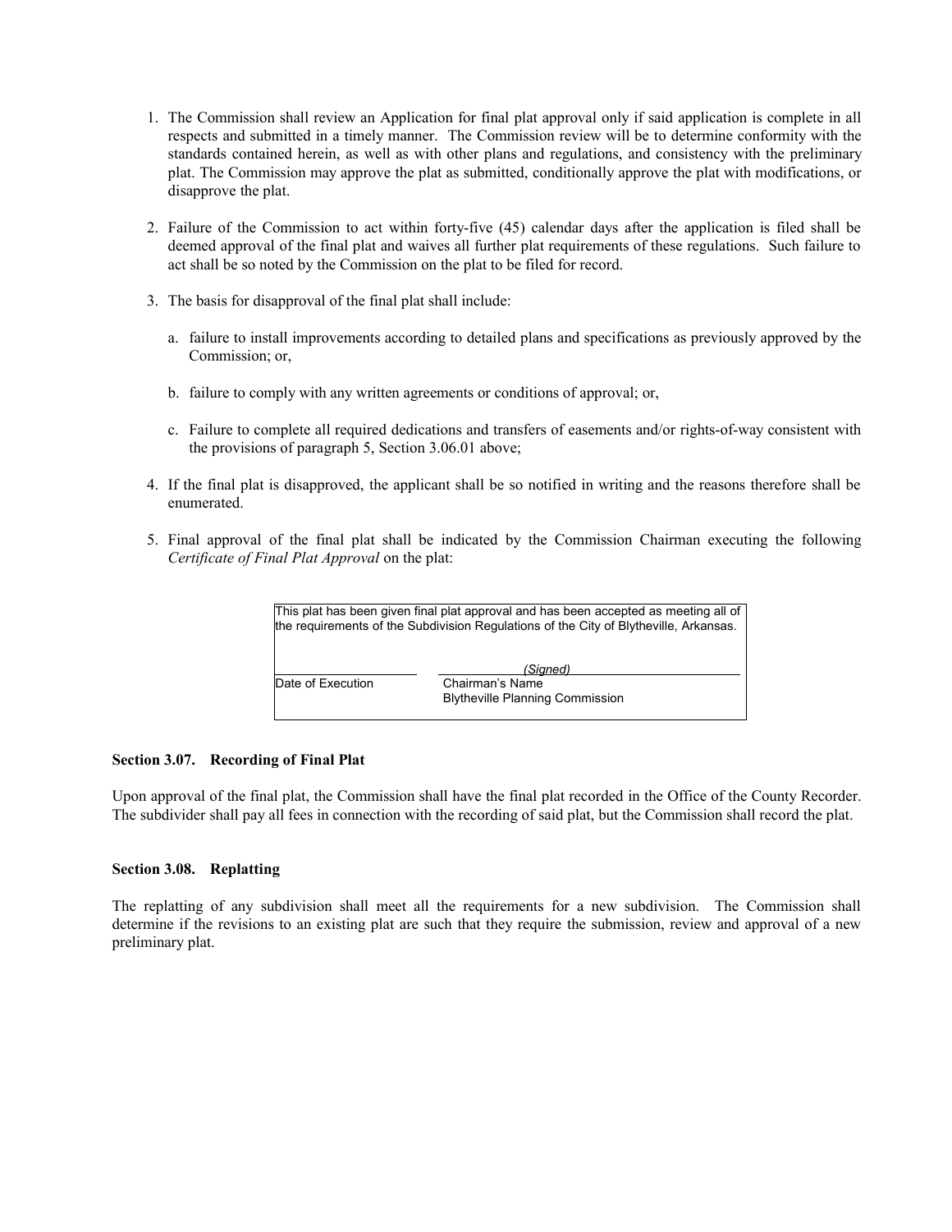1. The Commission shall review an Application for final plat approval only if said application is complete in all respects and submitted in a timely manner. The Commission review will be to determine conformity with the standards contained herein, as well as with other plans and regulations, and consistency with the preliminary plat. The Commission may approve the plat as submitted, conditionally approve the plat with modifications, or disapprove the plat.

2. Failure of the Commission to act within forty-five (45) calendar days after the application is filed shall be deemed approval of the final plat and waives all further plat requirements of these regulations. Such failure to act shall be so noted by the Commission on the plat to be filed for record.

3. The basis for disapproval of the final plat shall include:

   a. failure to install improvements according to detailed plans and specifications as previously approved by the Commission; or,

   b. failure to comply with any written agreements or conditions of approval; or,

   c. Failure to complete all required dedications and transfers of easements and/or rights-of-way consistent with the provisions of paragraph 5, Section 3.06.01 above;

4. If the final plat is disapproved, the applicant shall be so notified in writing and the reasons therefore shall be enumerated.

5. Final approval of the final plat shall be indicated by the Commission Chairman executing the following *Certificate of Final Plat Approval* on the plat:

| This plat has been given final plat approval and has been accepted as meeting all of the requirements of the Subdivision Regulations of the City of Blytheville, Arkansas. | |
|---|---|
| | *(Signed)* |
| Date of Execution | Chairman's Name<br>Blytheville Planning Commission |

**Section 3.07. Recording of Final Plat**

Upon approval of the final plat, the Commission shall have the final plat recorded in the Office of the County Recorder. The subdivider shall pay all fees in connection with the recording of said plat, but the Commission shall record the plat.

**Section 3.08. Replatting**

The replatting of any subdivision shall meet all the requirements for a new subdivision. The Commission shall determine if the revisions to an existing plat are such that they require the submission, review and approval of a new preliminary plat.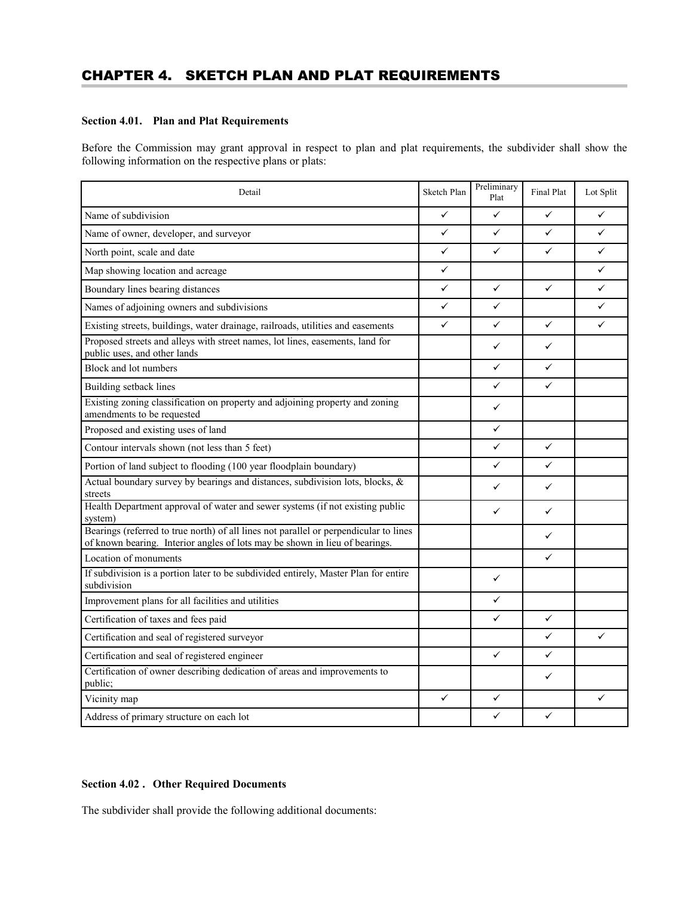# CHAPTER 4. SKETCH PLAN AND PLAT REQUIREMENTS

### Section 4.01. Plan and Plat Requirements

Before the Commission may grant approval in respect to plan and plat requirements, the subdivider shall show the following information on the respective plans or plats:

| Detail | Sketch Plan | Preliminary Plat | Final Plat | Lot Split |
|---|---|---|---|---|
| Name of subdivision | ✓ | ✓ | ✓ | ✓ |
| Name of owner, developer, and surveyor | ✓ | ✓ | ✓ | ✓ |
| North point, scale and date | ✓ | ✓ | ✓ | ✓ |
| Map showing location and acreage | ✓ | | | ✓ |
| Boundary lines bearing distances | ✓ | ✓ | ✓ | ✓ |
| Names of adjoining owners and subdivisions | ✓ | ✓ | | ✓ |
| Existing streets, buildings, water drainage, railroads, utilities and easements | ✓ | ✓ | ✓ | ✓ |
| Proposed streets and alleys with street names, lot lines, easements, land for public uses, and other lands | | ✓ | ✓ | |
| Block and lot numbers | | ✓ | ✓ | |
| Building setback lines | | ✓ | ✓ | |
| Existing zoning classification on property and adjoining property and zoning amendments to be requested | | ✓ | | |
| Proposed and existing uses of land | | ✓ | | |
| Contour intervals shown (not less than 5 feet) | | ✓ | ✓ | |
| Portion of land subject to flooding (100 year floodplain boundary) | | ✓ | ✓ | |
| Actual boundary survey by bearings and distances, subdivision lots, blocks, & streets | | ✓ | ✓ | |
| Health Department approval of water and sewer systems (if not existing public system) | | ✓ | ✓ | |
| Bearings (referred to true north) of all lines not parallel or perpendicular to lines of known bearing. Interior angles of lots may be shown in lieu of bearings. | | | ✓ | |
| Location of monuments | | | ✓ | |
| If subdivision is a portion later to be subdivided entirely, Master Plan for entire subdivision | | ✓ | | |
| Improvement plans for all facilities and utilities | | ✓ | | |
| Certification of taxes and fees paid | | ✓ | ✓ | |
| Certification and seal of registered surveyor | | | ✓ | ✓ |
| Certification and seal of registered engineer | | ✓ | ✓ | |
| Certification of owner describing dedication of areas and improvements to public; | | | ✓ | |
| Vicinity map | ✓ | ✓ | | ✓ |
| Address of primary structure on each lot | | ✓ | ✓ | |

### Section 4.02 . Other Required Documents

The subdivider shall provide the following additional documents: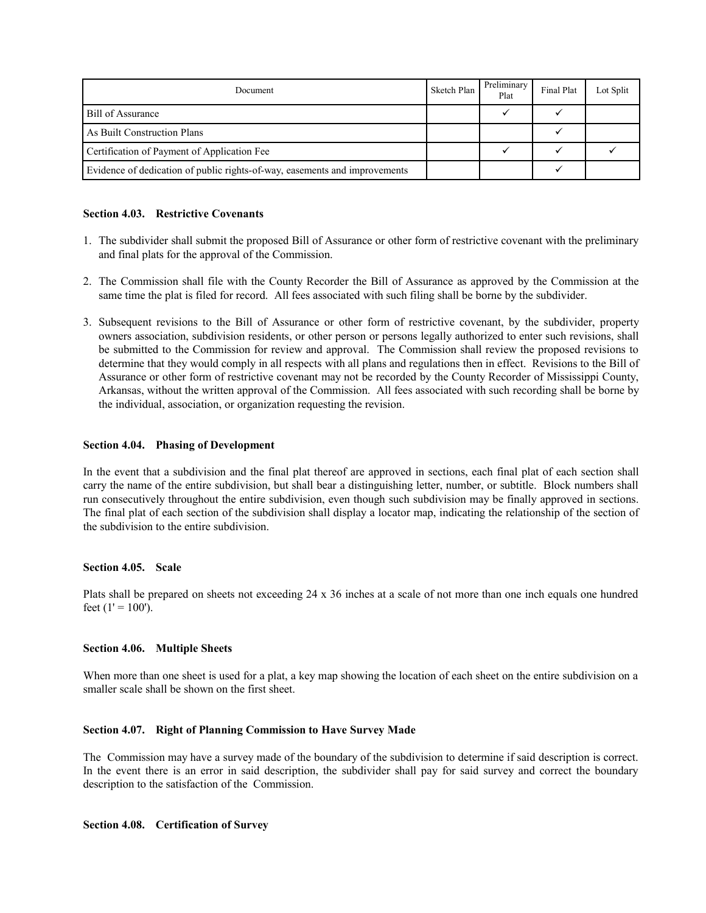| Document | Sketch Plan | Preliminary Plat | Final Plat | Lot Split |
|---|---|---|---|---|
| Bill of Assurance | | ✓ | ✓ | |
| As Built Construction Plans | | | ✓ | |
| Certification of Payment of Application Fee | | ✓ | ✓ | ✓ |
| Evidence of dedication of public rights-of-way, easements and improvements | | | ✓ | |

**Section 4.03. Restrictive Covenants**

1. The subdivider shall submit the proposed Bill of Assurance or other form of restrictive covenant with the preliminary and final plats for the approval of the Commission.
2. The Commission shall file with the County Recorder the Bill of Assurance as approved by the Commission at the same time the plat is filed for record. All fees associated with such filing shall be borne by the subdivider.
3. Subsequent revisions to the Bill of Assurance or other form of restrictive covenant, by the subdivider, property owners association, subdivision residents, or other person or persons legally authorized to enter such revisions, shall be submitted to the Commission for review and approval. The Commission shall review the proposed revisions to determine that they would comply in all respects with all plans and regulations then in effect. Revisions to the Bill of Assurance or other form of restrictive covenant may not be recorded by the County Recorder of Mississippi County, Arkansas, without the written approval of the Commission. All fees associated with such recording shall be borne by the individual, association, or organization requesting the revision.

**Section 4.04. Phasing of Development**

In the event that a subdivision and the final plat thereof are approved in sections, each final plat of each section shall carry the name of the entire subdivision, but shall bear a distinguishing letter, number, or subtitle. Block numbers shall run consecutively throughout the entire subdivision, even though such subdivision may be finally approved in sections. The final plat of each section of the subdivision shall display a locator map, indicating the relationship of the section of the subdivision to the entire subdivision.

**Section 4.05. Scale**

Plats shall be prepared on sheets not exceeding 24 x 36 inches at a scale of not more than one inch equals one hundred feet (1' = 100').

**Section 4.06. Multiple Sheets**

When more than one sheet is used for a plat, a key map showing the location of each sheet on the entire subdivision on a smaller scale shall be shown on the first sheet.

**Section 4.07. Right of Planning Commission to Have Survey Made**

The Commission may have a survey made of the boundary of the subdivision to determine if said description is correct. In the event there is an error in said description, the subdivider shall pay for said survey and correct the boundary description to the satisfaction of the Commission.

**Section 4.08. Certification of Survey**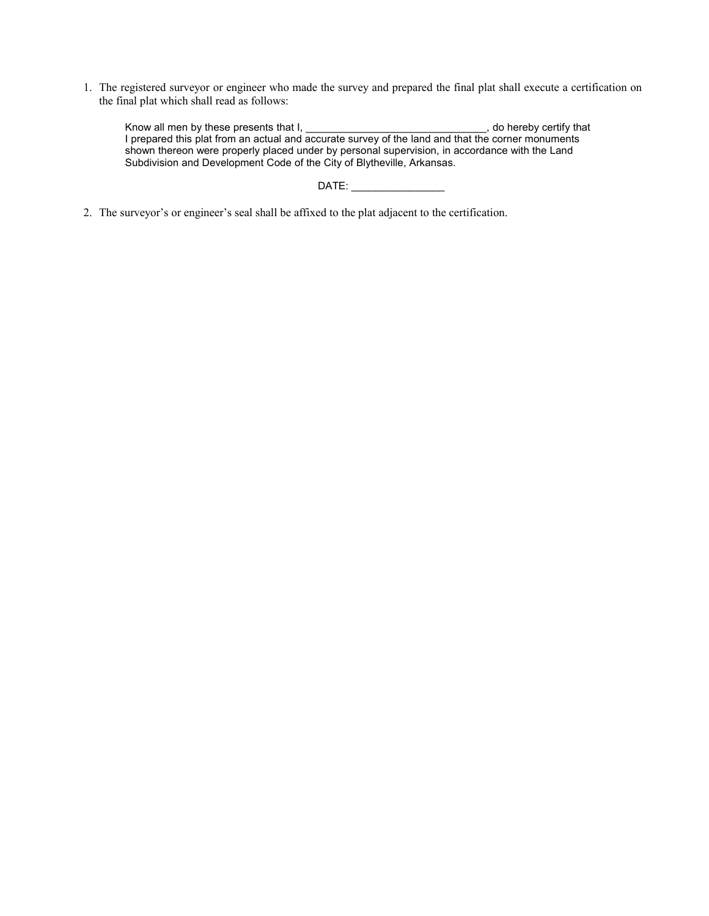1. The registered surveyor or engineer who made the survey and prepared the final plat shall execute a certification on the final plat which shall read as follows:

   > Know all men by these presents that I, ________________________________, do hereby certify that I prepared this plat from an actual and accurate survey of the land and that the corner monuments shown thereon were properly placed under by personal supervision, in accordance with the Land Subdivision and Development Code of the City of Blytheville, Arkansas.
   >
   > DATE: ________________

2. The surveyor's or engineer's seal shall be affixed to the plat adjacent to the certification.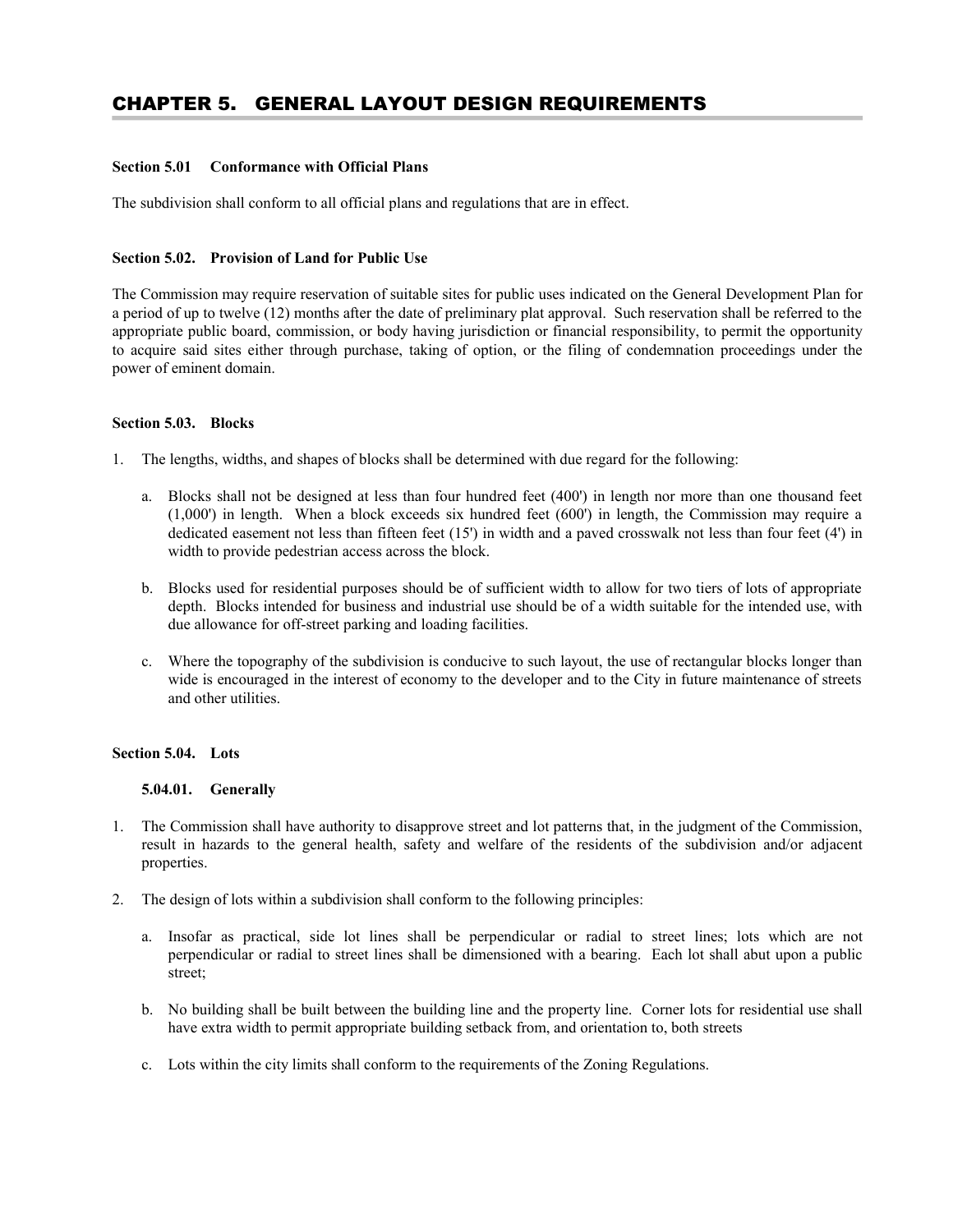# CHAPTER 5. GENERAL LAYOUT DESIGN REQUIREMENTS

### Section 5.01 Conformance with Official Plans

The subdivision shall conform to all official plans and regulations that are in effect.

### Section 5.02. Provision of Land for Public Use

The Commission may require reservation of suitable sites for public uses indicated on the General Development Plan for a period of up to twelve (12) months after the date of preliminary plat approval. Such reservation shall be referred to the appropriate public board, commission, or body having jurisdiction or financial responsibility, to permit the opportunity to acquire said sites either through purchase, taking of option, or the filing of condemnation proceedings under the power of eminent domain.

### Section 5.03. Blocks

1. The lengths, widths, and shapes of blocks shall be determined with due regard for the following:

   a. Blocks shall not be designed at less than four hundred feet (400') in length nor more than one thousand feet (1,000') in length. When a block exceeds six hundred feet (600') in length, the Commission may require a dedicated easement not less than fifteen feet (15') in width and a paved crosswalk not less than four feet (4') in width to provide pedestrian access across the block.

   b. Blocks used for residential purposes should be of sufficient width to allow for two tiers of lots of appropriate depth. Blocks intended for business and industrial use should be of a width suitable for the intended use, with due allowance for off-street parking and loading facilities.

   c. Where the topography of the subdivision is conducive to such layout, the use of rectangular blocks longer than wide is encouraged in the interest of economy to the developer and to the City in future maintenance of streets and other utilities.

### Section 5.04. Lots

#### 5.04.01. Generally

1. The Commission shall have authority to disapprove street and lot patterns that, in the judgment of the Commission, result in hazards to the general health, safety and welfare of the residents of the subdivision and/or adjacent properties.

2. The design of lots within a subdivision shall conform to the following principles:

   a. Insofar as practical, side lot lines shall be perpendicular or radial to street lines; lots which are not perpendicular or radial to street lines shall be dimensioned with a bearing. Each lot shall abut upon a public street;

   b. No building shall be built between the building line and the property line. Corner lots for residential use shall have extra width to permit appropriate building setback from, and orientation to, both streets

   c. Lots within the city limits shall conform to the requirements of the Zoning Regulations.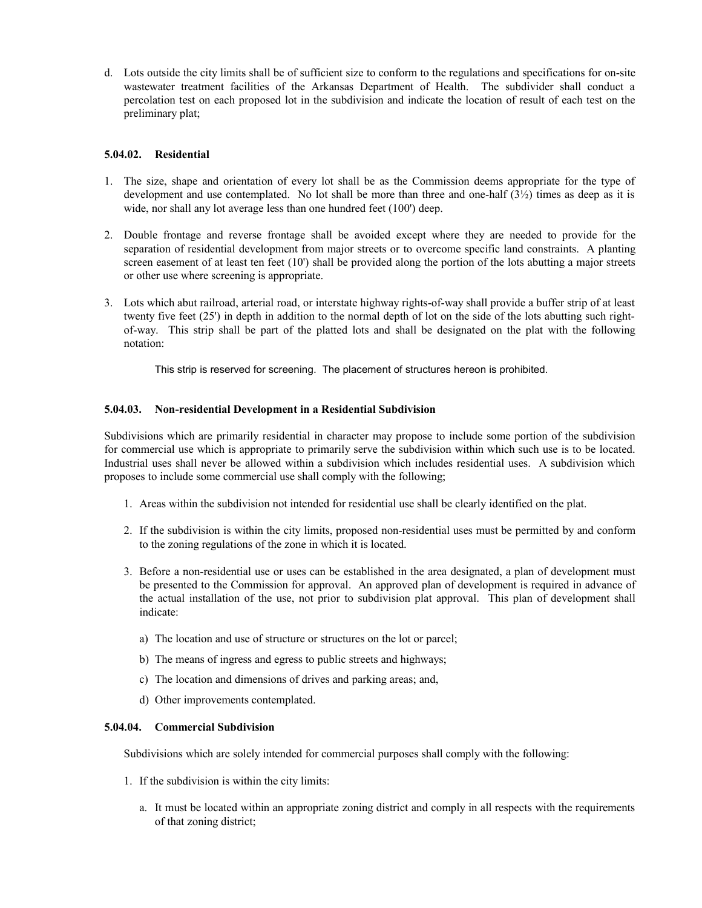d. Lots outside the city limits shall be of sufficient size to conform to the regulations and specifications for on-site wastewater treatment facilities of the Arkansas Department of Health. The subdivider shall conduct a percolation test on each proposed lot in the subdivision and indicate the location of result of each test on the preliminary plat;

### 5.04.02. Residential

1. The size, shape and orientation of every lot shall be as the Commission deems appropriate for the type of development and use contemplated. No lot shall be more than three and one-half (3½) times as deep as it is wide, nor shall any lot average less than one hundred feet (100') deep.

2. Double frontage and reverse frontage shall be avoided except where they are needed to provide for the separation of residential development from major streets or to overcome specific land constraints. A planting screen easement of at least ten feet (10') shall be provided along the portion of the lots abutting a major streets or other use where screening is appropriate.

3. Lots which abut railroad, arterial road, or interstate highway rights-of-way shall provide a buffer strip of at least twenty five feet (25') in depth in addition to the normal depth of lot on the side of the lots abutting such right-of-way. This strip shall be part of the platted lots and shall be designated on the plat with the following notation:

   This strip is reserved for screening. The placement of structures hereon is prohibited.

### 5.04.03. Non-residential Development in a Residential Subdivision

Subdivisions which are primarily residential in character may propose to include some portion of the subdivision for commercial use which is appropriate to primarily serve the subdivision within which such use is to be located. Industrial uses shall never be allowed within a subdivision which includes residential uses. A subdivision which proposes to include some commercial use shall comply with the following;

1. Areas within the subdivision not intended for residential use shall be clearly identified on the plat.

2. If the subdivision is within the city limits, proposed non-residential uses must be permitted by and conform to the zoning regulations of the zone in which it is located.

3. Before a non-residential use or uses can be established in the area designated, a plan of development must be presented to the Commission for approval. An approved plan of development is required in advance of the actual installation of the use, not prior to subdivision plat approval. This plan of development shall indicate:

   a) The location and use of structure or structures on the lot or parcel;

   b) The means of ingress and egress to public streets and highways;

   c) The location and dimensions of drives and parking areas; and,

   d) Other improvements contemplated.

### 5.04.04. Commercial Subdivision

Subdivisions which are solely intended for commercial purposes shall comply with the following:

1. If the subdivision is within the city limits:

   a. It must be located within an appropriate zoning district and comply in all respects with the requirements of that zoning district;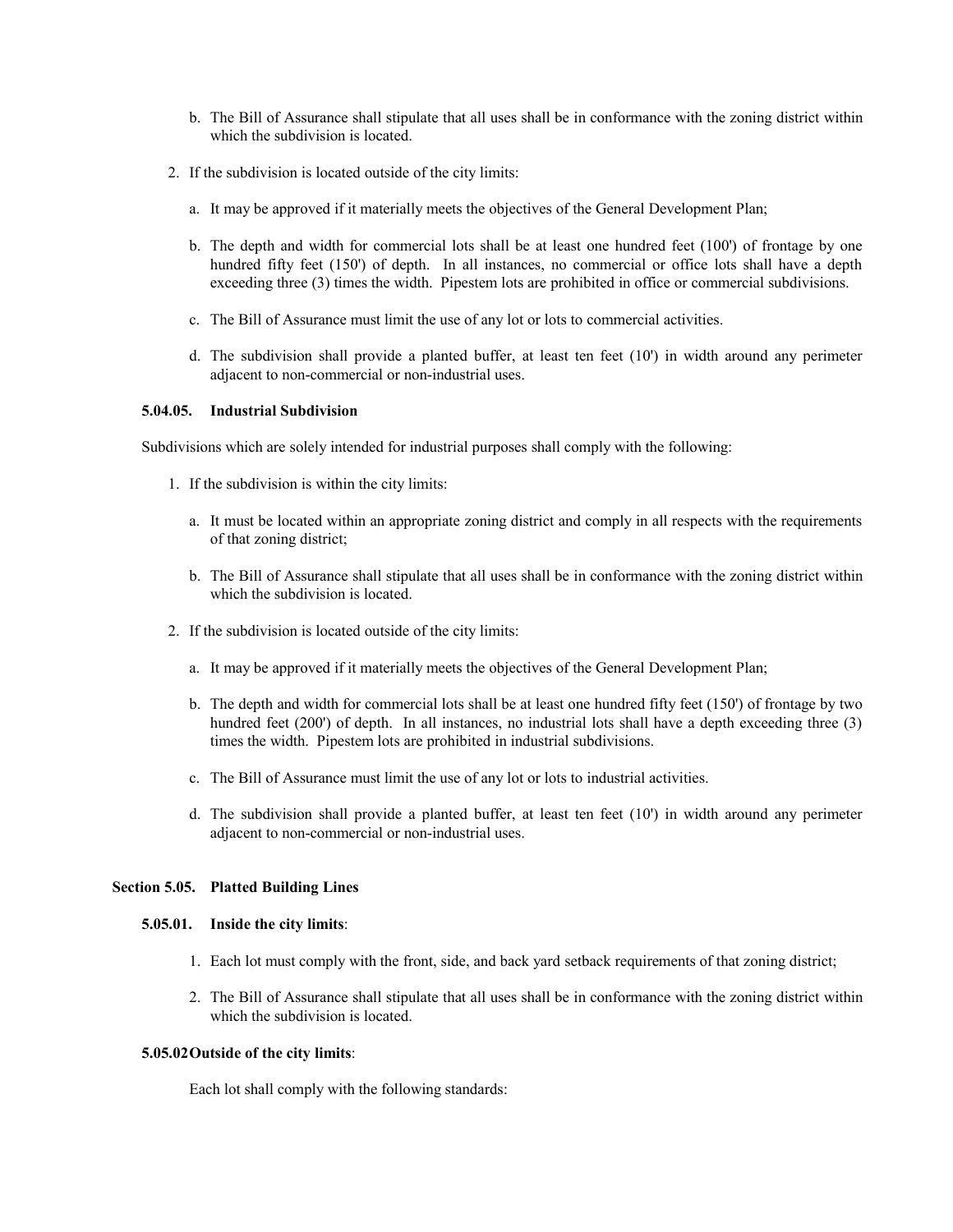b. The Bill of Assurance shall stipulate that all uses shall be in conformance with the zoning district within which the subdivision is located.

2. If the subdivision is located outside of the city limits:

   a. It may be approved if it materially meets the objectives of the General Development Plan;

   b. The depth and width for commercial lots shall be at least one hundred feet (100') of frontage by one hundred fifty feet (150') of depth. In all instances, no commercial or office lots shall have a depth exceeding three (3) times the width. Pipestem lots are prohibited in office or commercial subdivisions.

   c. The Bill of Assurance must limit the use of any lot or lots to commercial activities.

   d. The subdivision shall provide a planted buffer, at least ten feet (10') in width around any perimeter adjacent to non-commercial or non-industrial uses.

#### 5.04.05. Industrial Subdivision

Subdivisions which are solely intended for industrial purposes shall comply with the following:

1. If the subdivision is within the city limits:

   a. It must be located within an appropriate zoning district and comply in all respects with the requirements of that zoning district;

   b. The Bill of Assurance shall stipulate that all uses shall be in conformance with the zoning district within which the subdivision is located.

2. If the subdivision is located outside of the city limits:

   a. It may be approved if it materially meets the objectives of the General Development Plan;

   b. The depth and width for commercial lots shall be at least one hundred fifty feet (150') of frontage by two hundred feet (200') of depth. In all instances, no industrial lots shall have a depth exceeding three (3) times the width. Pipestem lots are prohibited in industrial subdivisions.

   c. The Bill of Assurance must limit the use of any lot or lots to industrial activities.

   d. The subdivision shall provide a planted buffer, at least ten feet (10') in width around any perimeter adjacent to non-commercial or non-industrial uses.

### Section 5.05. Platted Building Lines

#### 5.05.01. Inside the city limits:

1. Each lot must comply with the front, side, and back yard setback requirements of that zoning district;

2. The Bill of Assurance shall stipulate that all uses shall be in conformance with the zoning district within which the subdivision is located.

#### 5.05.02 Outside of the city limits:

Each lot shall comply with the following standards: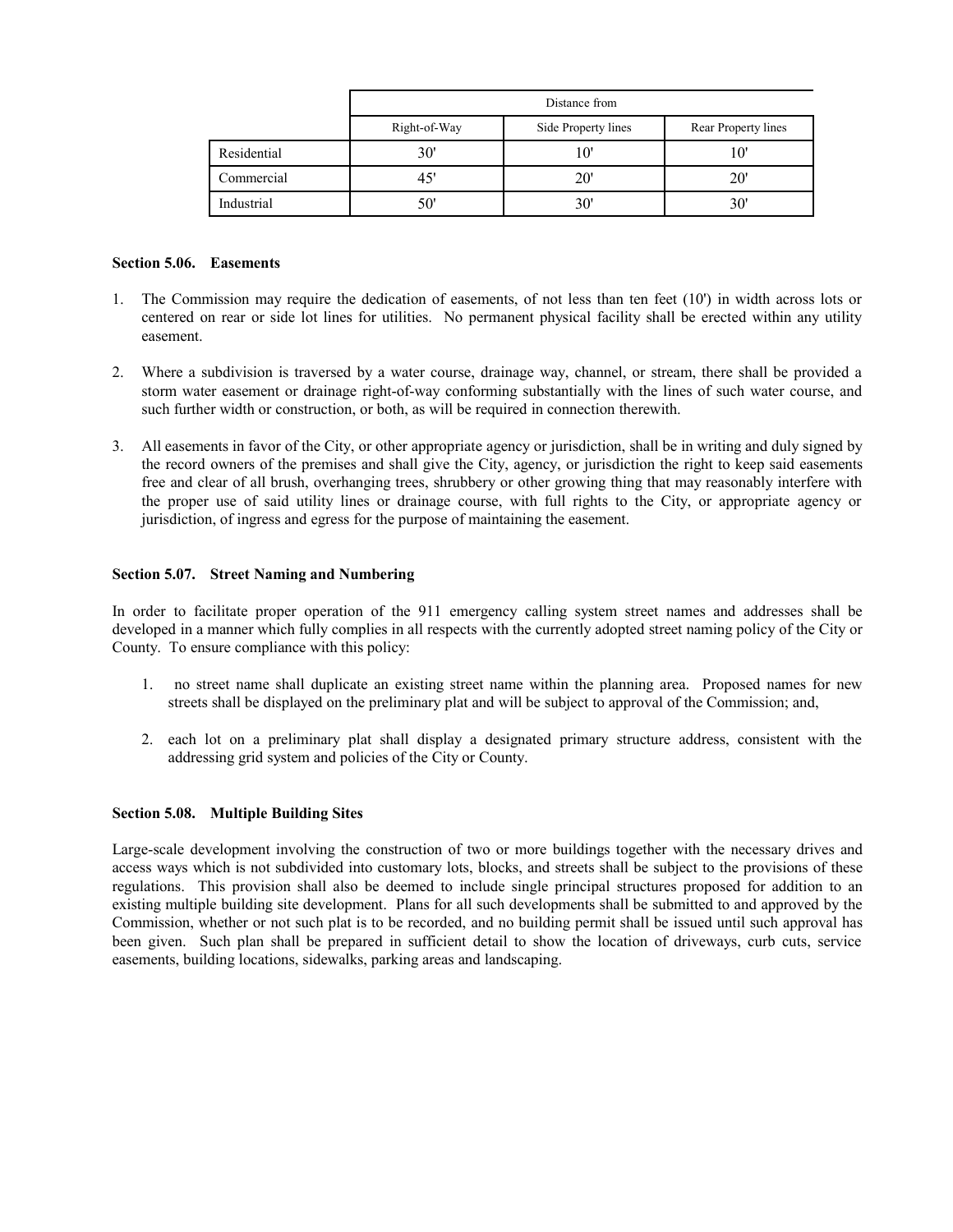| | Distance from | | |
|---|---|---|---|
| | Right-of-Way | Side Property lines | Rear Property lines |
| Residential | 30' | 10' | 10' |
| Commercial | 45' | 20' | 20' |
| Industrial | 50' | 30' | 30' |

**Section 5.06. Easements**

1. The Commission may require the dedication of easements, of not less than ten feet (10') in width across lots or centered on rear or side lot lines for utilities. No permanent physical facility shall be erected within any utility easement.

2. Where a subdivision is traversed by a water course, drainage way, channel, or stream, there shall be provided a storm water easement or drainage right-of-way conforming substantially with the lines of such water course, and such further width or construction, or both, as will be required in connection therewith.

3. All easements in favor of the City, or other appropriate agency or jurisdiction, shall be in writing and duly signed by the record owners of the premises and shall give the City, agency, or jurisdiction the right to keep said easements free and clear of all brush, overhanging trees, shrubbery or other growing thing that may reasonably interfere with the proper use of said utility lines or drainage course, with full rights to the City, or appropriate agency or jurisdiction, of ingress and egress for the purpose of maintaining the easement.

**Section 5.07. Street Naming and Numbering**

In order to facilitate proper operation of the 911 emergency calling system street names and addresses shall be developed in a manner which fully complies in all respects with the currently adopted street naming policy of the City or County. To ensure compliance with this policy:

1. no street name shall duplicate an existing street name within the planning area. Proposed names for new streets shall be displayed on the preliminary plat and will be subject to approval of the Commission; and,

2. each lot on a preliminary plat shall display a designated primary structure address, consistent with the addressing grid system and policies of the City or County.

**Section 5.08. Multiple Building Sites**

Large-scale development involving the construction of two or more buildings together with the necessary drives and access ways which is not subdivided into customary lots, blocks, and streets shall be subject to the provisions of these regulations. This provision shall also be deemed to include single principal structures proposed for addition to an existing multiple building site development. Plans for all such developments shall be submitted to and approved by the Commission, whether or not such plat is to be recorded, and no building permit shall be issued until such approval has been given. Such plan shall be prepared in sufficient detail to show the location of driveways, curb cuts, service easements, building locations, sidewalks, parking areas and landscaping.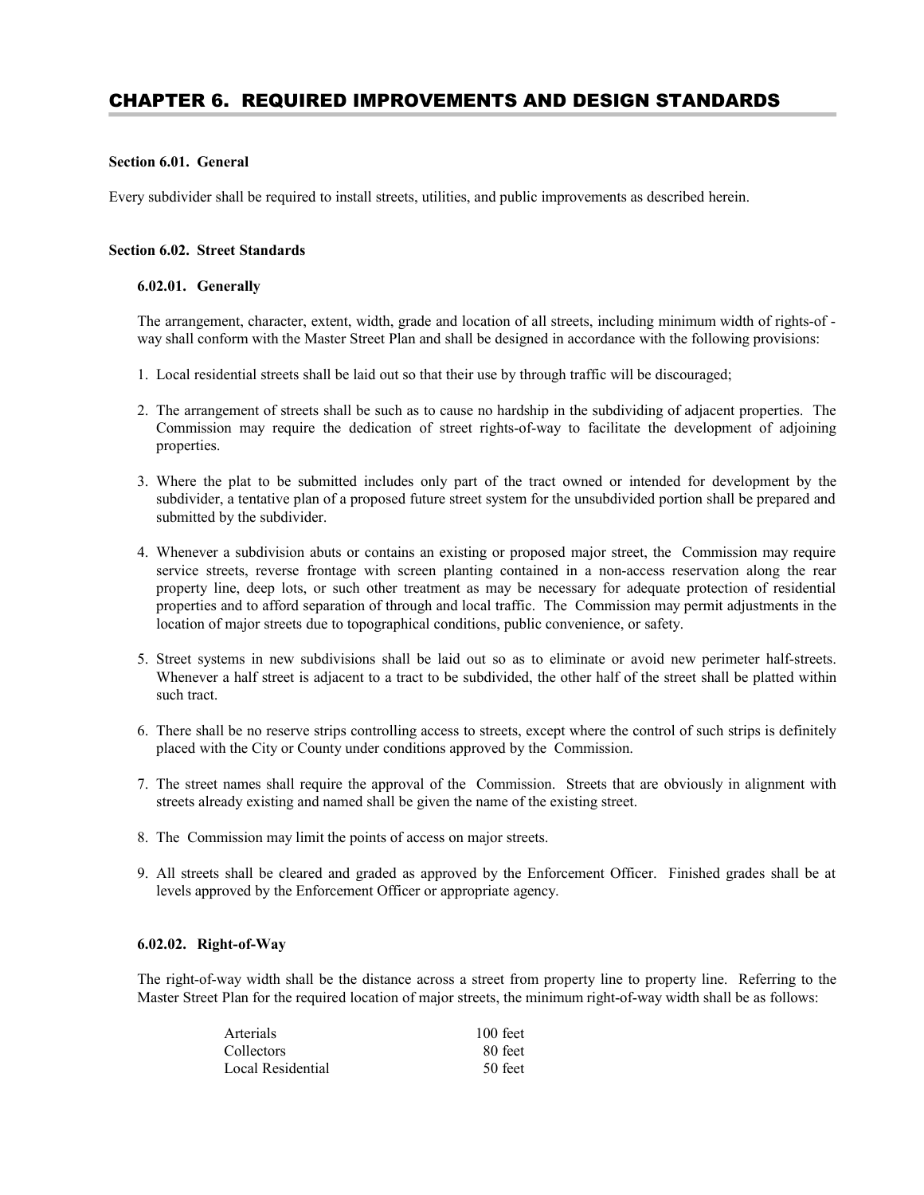# CHAPTER 6. REQUIRED IMPROVEMENTS AND DESIGN STANDARDS

### Section 6.01. General

Every subdivider shall be required to install streets, utilities, and public improvements as described herein.

### Section 6.02. Street Standards

#### 6.02.01. Generally

The arrangement, character, extent, width, grade and location of all streets, including minimum width of rights-of - way shall conform with the Master Street Plan and shall be designed in accordance with the following provisions:

1. Local residential streets shall be laid out so that their use by through traffic will be discouraged;
2. The arrangement of streets shall be such as to cause no hardship in the subdividing of adjacent properties. The Commission may require the dedication of street rights-of-way to facilitate the development of adjoining properties.
3. Where the plat to be submitted includes only part of the tract owned or intended for development by the subdivider, a tentative plan of a proposed future street system for the unsubdivided portion shall be prepared and submitted by the subdivider.
4. Whenever a subdivision abuts or contains an existing or proposed major street, the Commission may require service streets, reverse frontage with screen planting contained in a non-access reservation along the rear property line, deep lots, or such other treatment as may be necessary for adequate protection of residential properties and to afford separation of through and local traffic. The Commission may permit adjustments in the location of major streets due to topographical conditions, public convenience, or safety.
5. Street systems in new subdivisions shall be laid out so as to eliminate or avoid new perimeter half-streets. Whenever a half street is adjacent to a tract to be subdivided, the other half of the street shall be platted within such tract.
6. There shall be no reserve strips controlling access to streets, except where the control of such strips is definitely placed with the City or County under conditions approved by the Commission.
7. The street names shall require the approval of the Commission. Streets that are obviously in alignment with streets already existing and named shall be given the name of the existing street.
8. The Commission may limit the points of access on major streets.
9. All streets shall be cleared and graded as approved by the Enforcement Officer. Finished grades shall be at levels approved by the Enforcement Officer or appropriate agency.

#### 6.02.02. Right-of-Way

The right-of-way width shall be the distance across a street from property line to property line. Referring to the Master Street Plan for the required location of major streets, the minimum right-of-way width shall be as follows:

| | |
|---|---|
| Arterials | 100 feet |
| Collectors | 80 feet |
| Local Residential | 50 feet |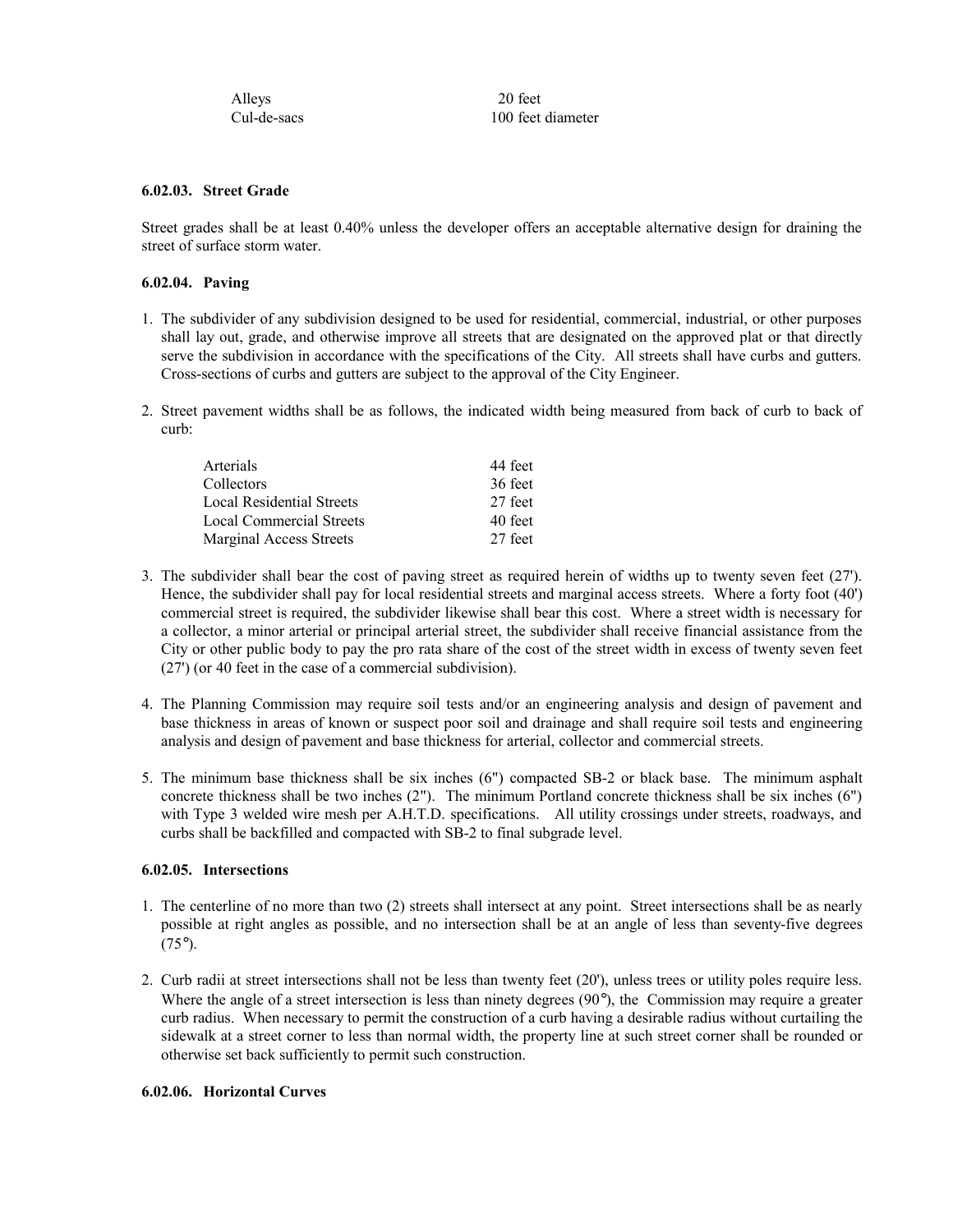| | |
|---|---|
| Alleys | 20 feet |
| Cul-de-sacs | 100 feet diameter |

#### 6.02.03. Street Grade

Street grades shall be at least 0.40% unless the developer offers an acceptable alternative design for draining the street of surface storm water.

#### 6.02.04. Paving

1. The subdivider of any subdivision designed to be used for residential, commercial, industrial, or other purposes shall lay out, grade, and otherwise improve all streets that are designated on the approved plat or that directly serve the subdivision in accordance with the specifications of the City. All streets shall have curbs and gutters. Cross-sections of curbs and gutters are subject to the approval of the City Engineer.

2. Street pavement widths shall be as follows, the indicated width being measured from back of curb to back of curb:

| | |
|---|---|
| Arterials | 44 feet |
| Collectors | 36 feet |
| Local Residential Streets | 27 feet |
| Local Commercial Streets | 40 feet |
| Marginal Access Streets | 27 feet |

3. The subdivider shall bear the cost of paving street as required herein of widths up to twenty seven feet (27'). Hence, the subdivider shall pay for local residential streets and marginal access streets. Where a forty foot (40') commercial street is required, the subdivider likewise shall bear this cost. Where a street width is necessary for a collector, a minor arterial or principal arterial street, the subdivider shall receive financial assistance from the City or other public body to pay the pro rata share of the cost of the street width in excess of twenty seven feet (27') (or 40 feet in the case of a commercial subdivision).

4. The Planning Commission may require soil tests and/or an engineering analysis and design of pavement and base thickness in areas of known or suspect poor soil and drainage and shall require soil tests and engineering analysis and design of pavement and base thickness for arterial, collector and commercial streets.

5. The minimum base thickness shall be six inches (6") compacted SB-2 or black base. The minimum asphalt concrete thickness shall be two inches (2"). The minimum Portland concrete thickness shall be six inches (6") with Type 3 welded wire mesh per A.H.T.D. specifications. All utility crossings under streets, roadways, and curbs shall be backfilled and compacted with SB-2 to final subgrade level.

#### 6.02.05. Intersections

1. The centerline of no more than two (2) streets shall intersect at any point. Street intersections shall be as nearly possible at right angles as possible, and no intersection shall be at an angle of less than seventy-five degrees (75°).

2. Curb radii at street intersections shall not be less than twenty feet (20'), unless trees or utility poles require less. Where the angle of a street intersection is less than ninety degrees (90°), the Commission may require a greater curb radius. When necessary to permit the construction of a curb having a desirable radius without curtailing the sidewalk at a street corner to less than normal width, the property line at such street corner shall be rounded or otherwise set back sufficiently to permit such construction.

#### 6.02.06. Horizontal Curves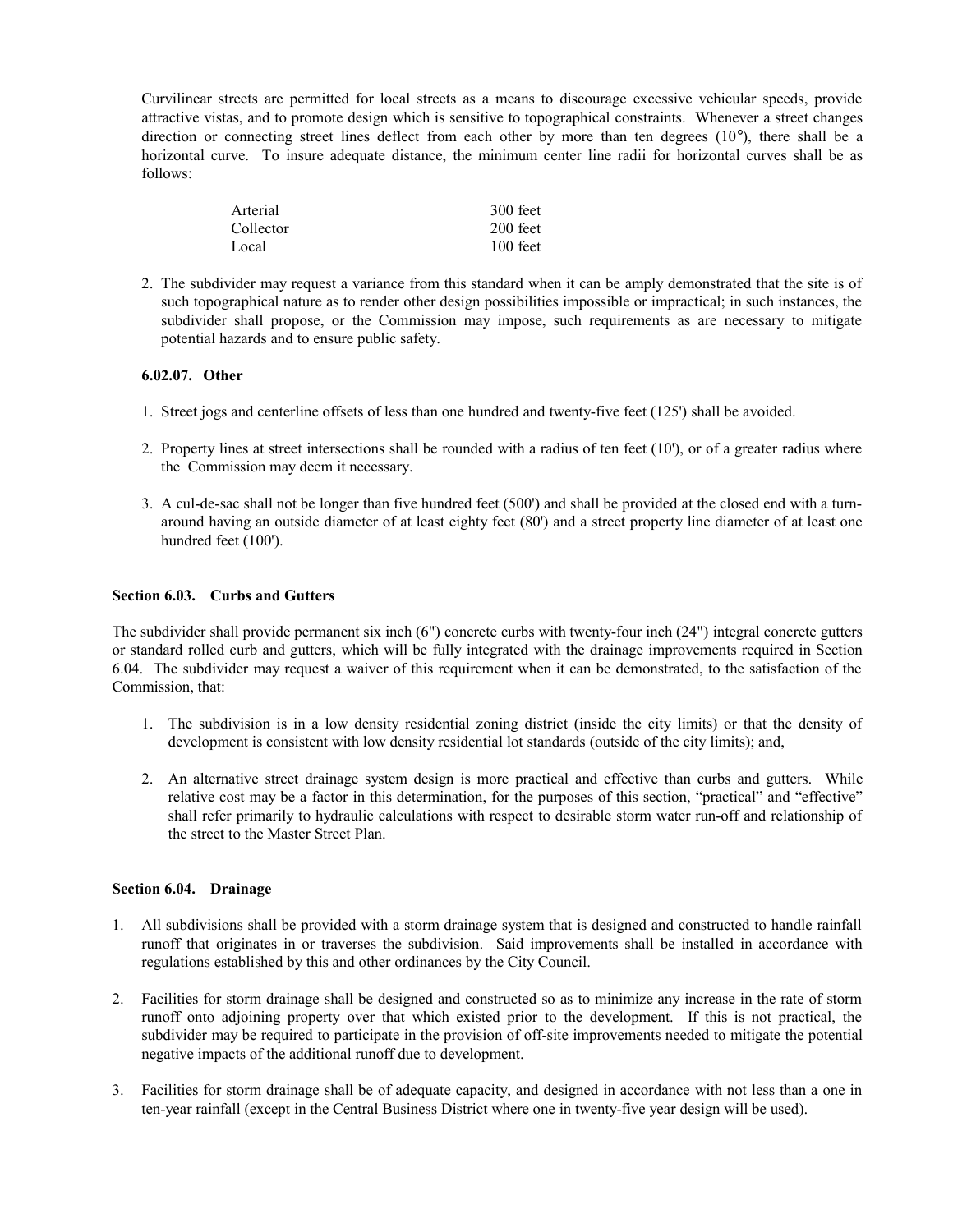Curvilinear streets are permitted for local streets as a means to discourage excessive vehicular speeds, provide attractive vistas, and to promote design which is sensitive to topographical constraints. Whenever a street changes direction or connecting street lines deflect from each other by more than ten degrees (10°), there shall be a horizontal curve. To insure adequate distance, the minimum center line radii for horizontal curves shall be as follows:

| | |
|---|---|
| Arterial | 300 feet |
| Collector | 200 feet |
| Local | 100 feet |

2. The subdivider may request a variance from this standard when it can be amply demonstrated that the site is of such topographical nature as to render other design possibilities impossible or impractical; in such instances, the subdivider shall propose, or the Commission may impose, such requirements as are necessary to mitigate potential hazards and to ensure public safety.

#### 6.02.07. Other

1. Street jogs and centerline offsets of less than one hundred and twenty-five feet (125') shall be avoided.

2. Property lines at street intersections shall be rounded with a radius of ten feet (10'), or of a greater radius where the Commission may deem it necessary.

3. A cul-de-sac shall not be longer than five hundred feet (500') and shall be provided at the closed end with a turn-around having an outside diameter of at least eighty feet (80') and a street property line diameter of at least one hundred feet (100').

### Section 6.03. Curbs and Gutters

The subdivider shall provide permanent six inch (6") concrete curbs with twenty-four inch (24") integral concrete gutters or standard rolled curb and gutters, which will be fully integrated with the drainage improvements required in Section 6.04. The subdivider may request a waiver of this requirement when it can be demonstrated, to the satisfaction of the Commission, that:

1. The subdivision is in a low density residential zoning district (inside the city limits) or that the density of development is consistent with low density residential lot standards (outside of the city limits); and,

2. An alternative street drainage system design is more practical and effective than curbs and gutters. While relative cost may be a factor in this determination, for the purposes of this section, "practical" and "effective" shall refer primarily to hydraulic calculations with respect to desirable storm water run-off and relationship of the street to the Master Street Plan.

### Section 6.04. Drainage

1. All subdivisions shall be provided with a storm drainage system that is designed and constructed to handle rainfall runoff that originates in or traverses the subdivision. Said improvements shall be installed in accordance with regulations established by this and other ordinances by the City Council.

2. Facilities for storm drainage shall be designed and constructed so as to minimize any increase in the rate of storm runoff onto adjoining property over that which existed prior to the development. If this is not practical, the subdivider may be required to participate in the provision of off-site improvements needed to mitigate the potential negative impacts of the additional runoff due to development.

3. Facilities for storm drainage shall be of adequate capacity, and designed in accordance with not less than a one in ten-year rainfall (except in the Central Business District where one in twenty-five year design will be used).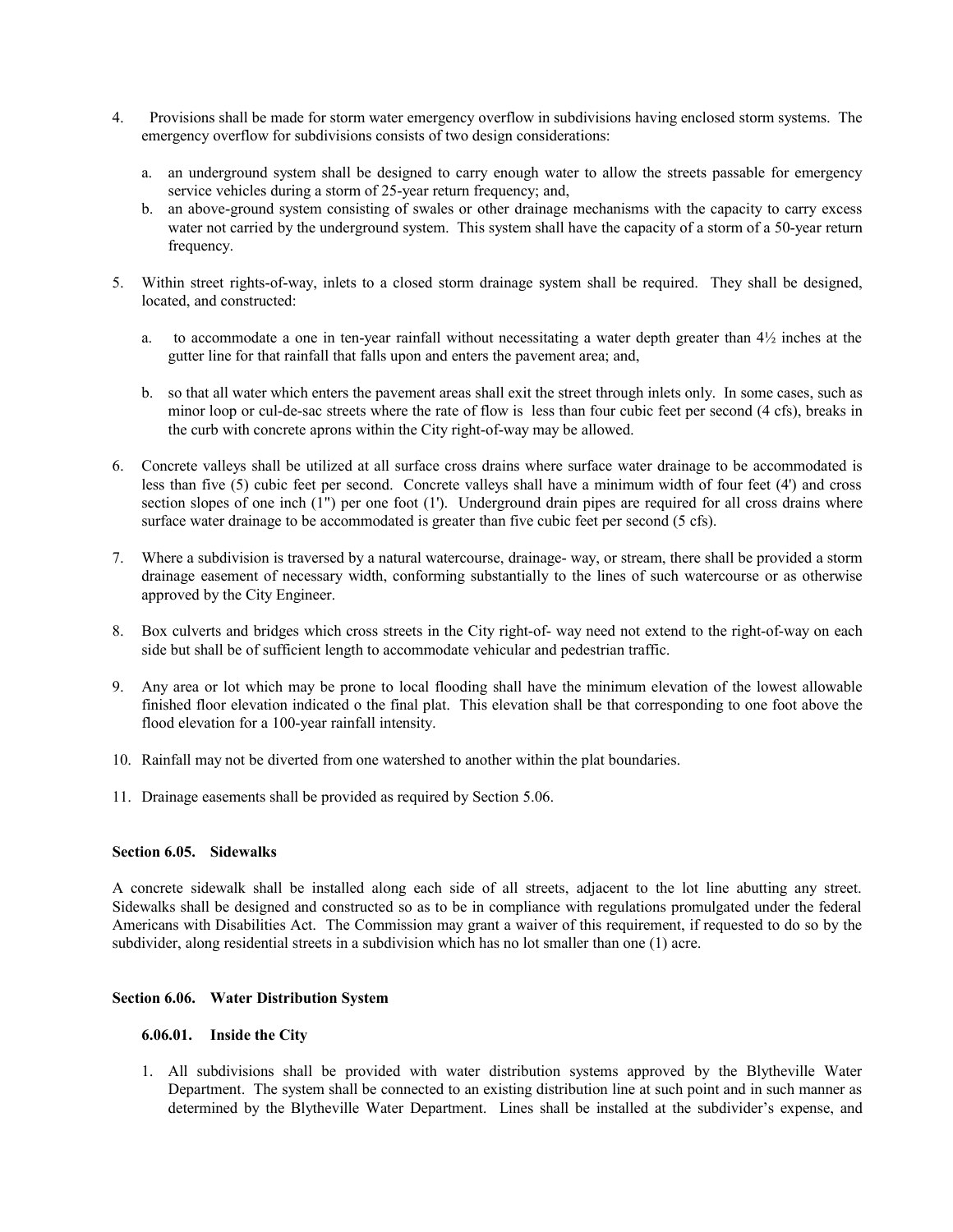4. Provisions shall be made for storm water emergency overflow in subdivisions having enclosed storm systems. The emergency overflow for subdivisions consists of two design considerations:

   a. an underground system shall be designed to carry enough water to allow the streets passable for emergency service vehicles during a storm of 25-year return frequency; and,
   b. an above-ground system consisting of swales or other drainage mechanisms with the capacity to carry excess water not carried by the underground system. This system shall have the capacity of a storm of a 50-year return frequency.

5. Within street rights-of-way, inlets to a closed storm drainage system shall be required. They shall be designed, located, and constructed:

   a. to accommodate a one in ten-year rainfall without necessitating a water depth greater than 4½ inches at the gutter line for that rainfall that falls upon and enters the pavement area; and,

   b. so that all water which enters the pavement areas shall exit the street through inlets only. In some cases, such as minor loop or cul-de-sac streets where the rate of flow is less than four cubic feet per second (4 cfs), breaks in the curb with concrete aprons within the City right-of-way may be allowed.

6. Concrete valleys shall be utilized at all surface cross drains where surface water drainage to be accommodated is less than five (5) cubic feet per second. Concrete valleys shall have a minimum width of four feet (4') and cross section slopes of one inch (1") per one foot (1'). Underground drain pipes are required for all cross drains where surface water drainage to be accommodated is greater than five cubic feet per second (5 cfs).

7. Where a subdivision is traversed by a natural watercourse, drainage- way, or stream, there shall be provided a storm drainage easement of necessary width, conforming substantially to the lines of such watercourse or as otherwise approved by the City Engineer.

8. Box culverts and bridges which cross streets in the City right-of- way need not extend to the right-of-way on each side but shall be of sufficient length to accommodate vehicular and pedestrian traffic.

9. Any area or lot which may be prone to local flooding shall have the minimum elevation of the lowest allowable finished floor elevation indicated o the final plat. This elevation shall be that corresponding to one foot above the flood elevation for a 100-year rainfall intensity.

10. Rainfall may not be diverted from one watershed to another within the plat boundaries.

11. Drainage easements shall be provided as required by Section 5.06.

### Section 6.05. Sidewalks

A concrete sidewalk shall be installed along each side of all streets, adjacent to the lot line abutting any street. Sidewalks shall be designed and constructed so as to be in compliance with regulations promulgated under the federal Americans with Disabilities Act. The Commission may grant a waiver of this requirement, if requested to do so by the subdivider, along residential streets in a subdivision which has no lot smaller than one (1) acre.

### Section 6.06. Water Distribution System

#### 6.06.01. Inside the City

1. All subdivisions shall be provided with water distribution systems approved by the Blytheville Water Department. The system shall be connected to an existing distribution line at such point and in such manner as determined by the Blytheville Water Department. Lines shall be installed at the subdivider's expense, and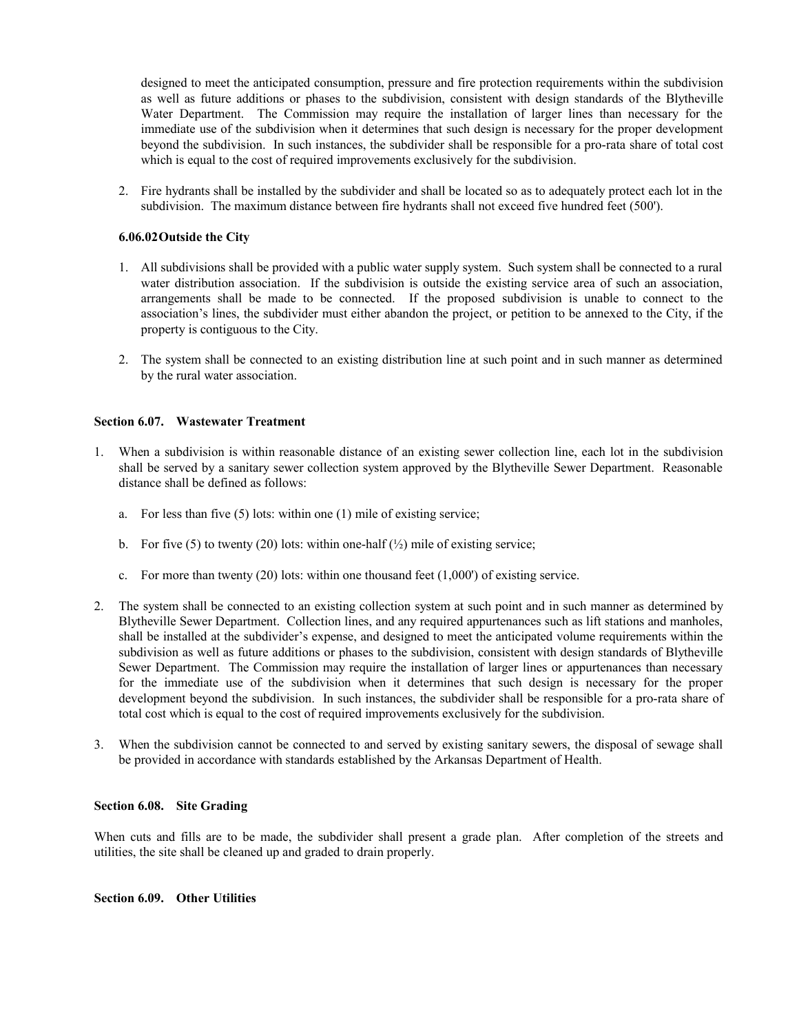designed to meet the anticipated consumption, pressure and fire protection requirements within the subdivision as well as future additions or phases to the subdivision, consistent with design standards of the Blytheville Water Department. The Commission may require the installation of larger lines than necessary for the immediate use of the subdivision when it determines that such design is necessary for the proper development beyond the subdivision. In such instances, the subdivider shall be responsible for a pro-rata share of total cost which is equal to the cost of required improvements exclusively for the subdivision.

2. Fire hydrants shall be installed by the subdivider and shall be located so as to adequately protect each lot in the subdivision. The maximum distance between fire hydrants shall not exceed five hundred feet (500').

**6.06.02 Outside the City**

1. All subdivisions shall be provided with a public water supply system. Such system shall be connected to a rural water distribution association. If the subdivision is outside the existing service area of such an association, arrangements shall be made to be connected. If the proposed subdivision is unable to connect to the association's lines, the subdivider must either abandon the project, or petition to be annexed to the City, if the property is contiguous to the City.

2. The system shall be connected to an existing distribution line at such point and in such manner as determined by the rural water association.

**Section 6.07. Wastewater Treatment**

1. When a subdivision is within reasonable distance of an existing sewer collection line, each lot in the subdivision shall be served by a sanitary sewer collection system approved by the Blytheville Sewer Department. Reasonable distance shall be defined as follows:

   a. For less than five (5) lots: within one (1) mile of existing service;

   b. For five (5) to twenty (20) lots: within one-half (½) mile of existing service;

   c. For more than twenty (20) lots: within one thousand feet (1,000') of existing service.

2. The system shall be connected to an existing collection system at such point and in such manner as determined by Blytheville Sewer Department. Collection lines, and any required appurtenances such as lift stations and manholes, shall be installed at the subdivider's expense, and designed to meet the anticipated volume requirements within the subdivision as well as future additions or phases to the subdivision, consistent with design standards of Blytheville Sewer Department. The Commission may require the installation of larger lines or appurtenances than necessary for the immediate use of the subdivision when it determines that such design is necessary for the proper development beyond the subdivision. In such instances, the subdivider shall be responsible for a pro-rata share of total cost which is equal to the cost of required improvements exclusively for the subdivision.

3. When the subdivision cannot be connected to and served by existing sanitary sewers, the disposal of sewage shall be provided in accordance with standards established by the Arkansas Department of Health.

**Section 6.08. Site Grading**

When cuts and fills are to be made, the subdivider shall present a grade plan. After completion of the streets and utilities, the site shall be cleaned up and graded to drain properly.

**Section 6.09. Other Utilities**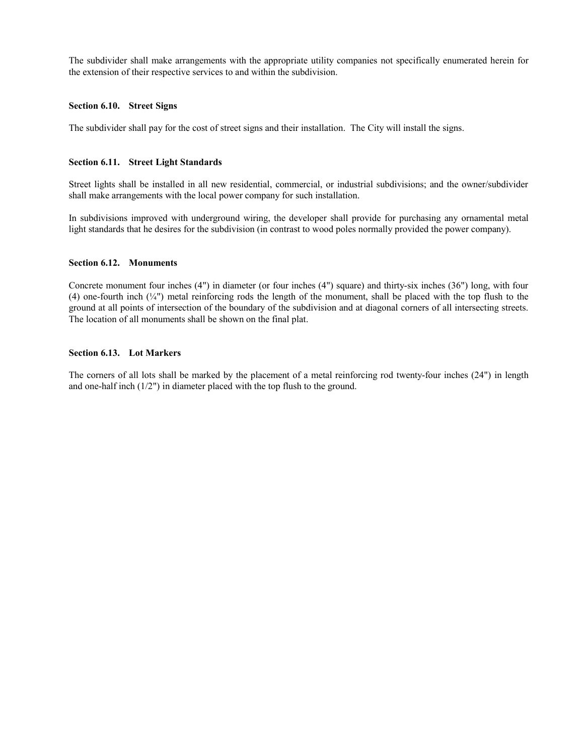The subdivider shall make arrangements with the appropriate utility companies not specifically enumerated herein for the extension of their respective services to and within the subdivision.

### Section 6.10. Street Signs

The subdivider shall pay for the cost of street signs and their installation. The City will install the signs.

### Section 6.11. Street Light Standards

Street lights shall be installed in all new residential, commercial, or industrial subdivisions; and the owner/subdivider shall make arrangements with the local power company for such installation.

In subdivisions improved with underground wiring, the developer shall provide for purchasing any ornamental metal light standards that he desires for the subdivision (in contrast to wood poles normally provided the power company).

### Section 6.12. Monuments

Concrete monument four inches (4") in diameter (or four inches (4") square) and thirty-six inches (36") long, with four (4) one-fourth inch (¼") metal reinforcing rods the length of the monument, shall be placed with the top flush to the ground at all points of intersection of the boundary of the subdivision and at diagonal corners of all intersecting streets. The location of all monuments shall be shown on the final plat.

### Section 6.13. Lot Markers

The corners of all lots shall be marked by the placement of a metal reinforcing rod twenty-four inches (24") in length and one-half inch (1/2") in diameter placed with the top flush to the ground.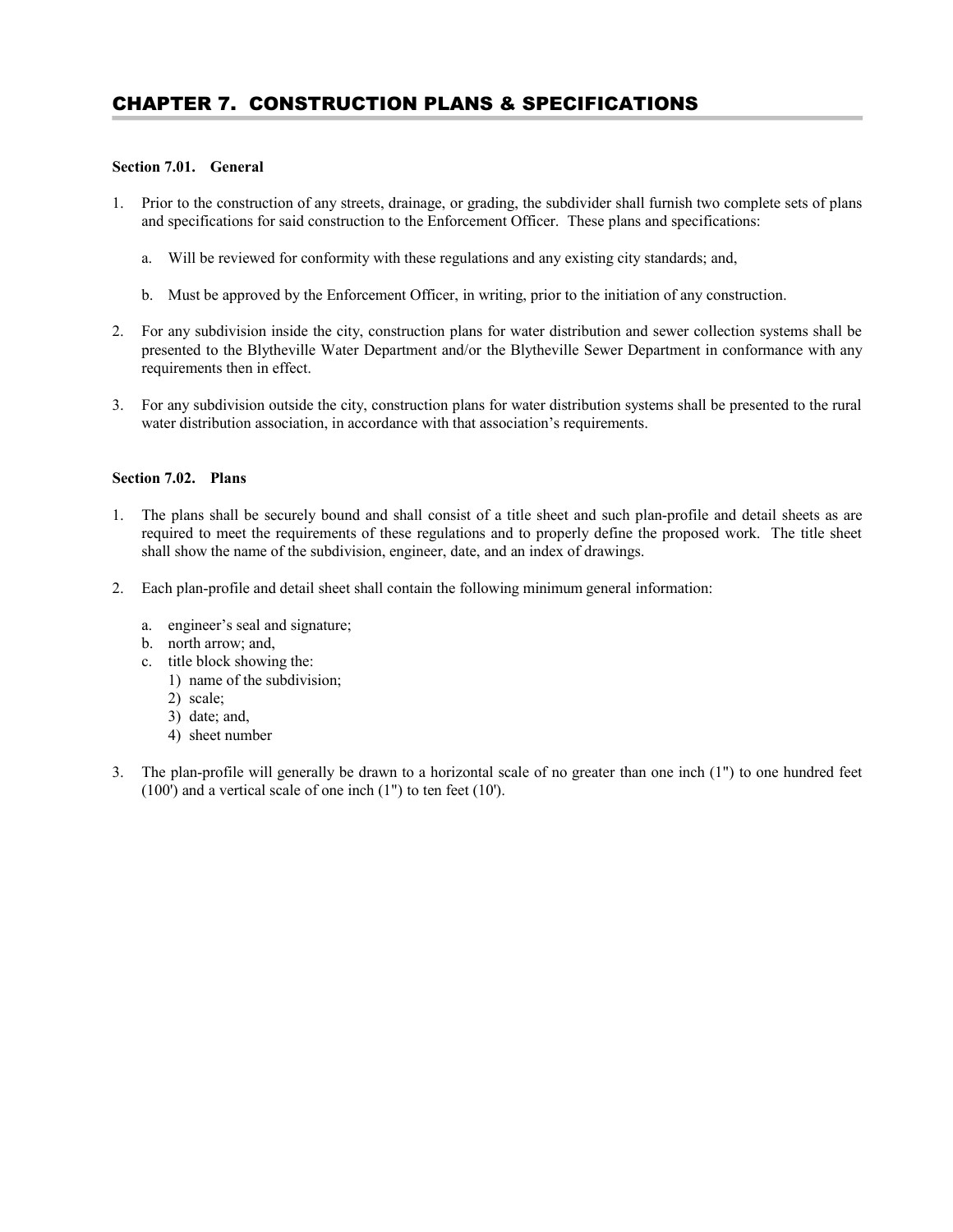# CHAPTER 7. CONSTRUCTION PLANS & SPECIFICATIONS

### Section 7.01. General

1. Prior to the construction of any streets, drainage, or grading, the subdivider shall furnish two complete sets of plans and specifications for said construction to the Enforcement Officer. These plans and specifications:

   a. Will be reviewed for conformity with these regulations and any existing city standards; and,

   b. Must be approved by the Enforcement Officer, in writing, prior to the initiation of any construction.

2. For any subdivision inside the city, construction plans for water distribution and sewer collection systems shall be presented to the Blytheville Water Department and/or the Blytheville Sewer Department in conformance with any requirements then in effect.

3. For any subdivision outside the city, construction plans for water distribution systems shall be presented to the rural water distribution association, in accordance with that association's requirements.

### Section 7.02. Plans

1. The plans shall be securely bound and shall consist of a title sheet and such plan-profile and detail sheets as are required to meet the requirements of these regulations and to properly define the proposed work. The title sheet shall show the name of the subdivision, engineer, date, and an index of drawings.

2. Each plan-profile and detail sheet shall contain the following minimum general information:

   a. engineer's seal and signature;
   b. north arrow; and,
   c. title block showing the:
      1) name of the subdivision;
      2) scale;
      3) date; and,
      4) sheet number

3. The plan-profile will generally be drawn to a horizontal scale of no greater than one inch (1") to one hundred feet (100') and a vertical scale of one inch (1") to ten feet (10').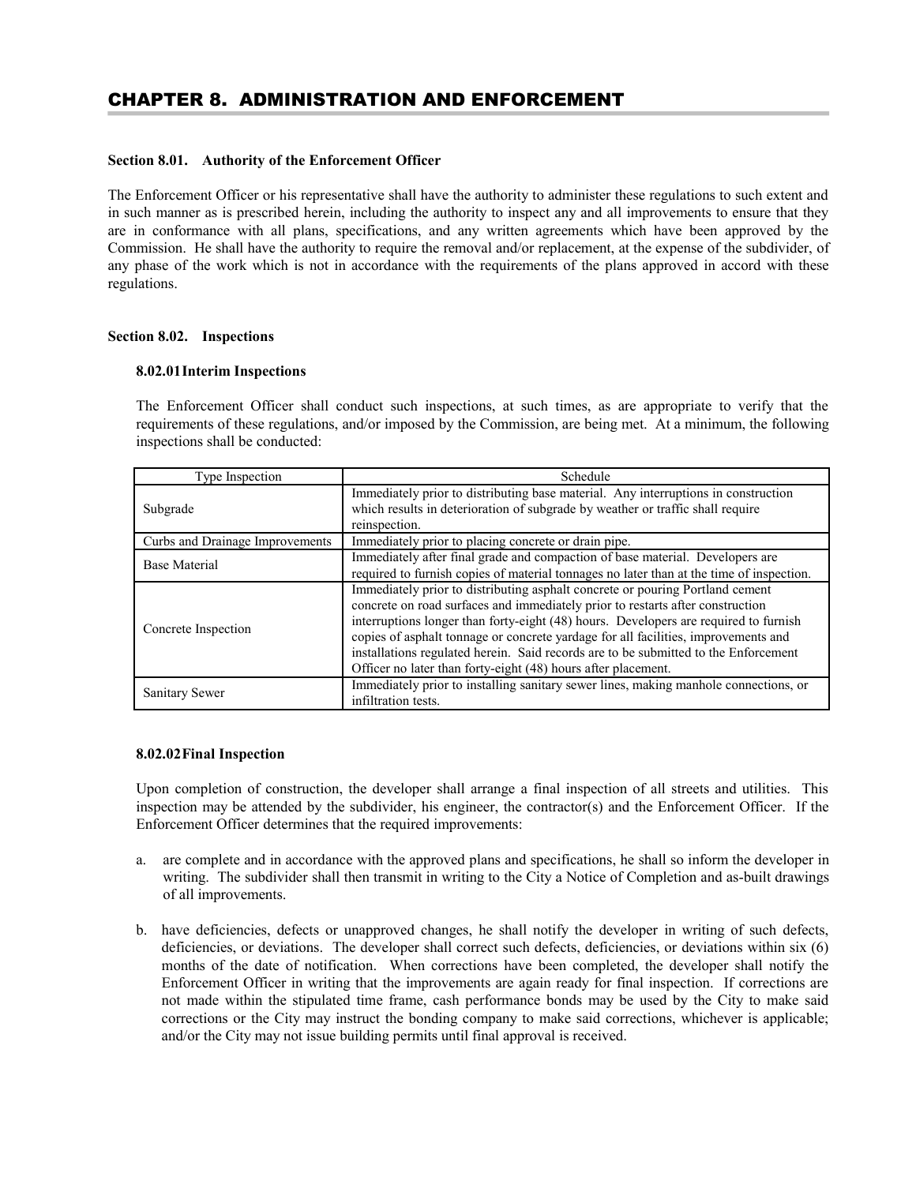# CHAPTER 8. ADMINISTRATION AND ENFORCEMENT

### Section 8.01. Authority of the Enforcement Officer

The Enforcement Officer or his representative shall have the authority to administer these regulations to such extent and in such manner as is prescribed herein, including the authority to inspect any and all improvements to ensure that they are in conformance with all plans, specifications, and any written agreements which have been approved by the Commission. He shall have the authority to require the removal and/or replacement, at the expense of the subdivider, of any phase of the work which is not in accordance with the requirements of the plans approved in accord with these regulations.

### Section 8.02. Inspections

#### 8.02.01 Interim Inspections

The Enforcement Officer shall conduct such inspections, at such times, as are appropriate to verify that the requirements of these regulations, and/or imposed by the Commission, are being met. At a minimum, the following inspections shall be conducted:

| Type Inspection | Schedule |
|---|---|
| Subgrade | Immediately prior to distributing base material. Any interruptions in construction which results in deterioration of subgrade by weather or traffic shall require reinspection. |
| Curbs and Drainage Improvements | Immediately prior to placing concrete or drain pipe. |
| Base Material | Immediately after final grade and compaction of base material. Developers are required to furnish copies of material tonnages no later than at the time of inspection. |
| Concrete Inspection | Immediately prior to distributing asphalt concrete or pouring Portland cement concrete on road surfaces and immediately prior to restarts after construction interruptions longer than forty-eight (48) hours. Developers are required to furnish copies of asphalt tonnage or concrete yardage for all facilities, improvements and installations regulated herein. Said records are to be submitted to the Enforcement Officer no later than forty-eight (48) hours after placement. |
| Sanitary Sewer | Immediately prior to installing sanitary sewer lines, making manhole connections, or infiltration tests. |

#### 8.02.02 Final Inspection

Upon completion of construction, the developer shall arrange a final inspection of all streets and utilities. This inspection may be attended by the subdivider, his engineer, the contractor(s) and the Enforcement Officer. If the Enforcement Officer determines that the required improvements:

a. are complete and in accordance with the approved plans and specifications, he shall so inform the developer in writing. The subdivider shall then transmit in writing to the City a Notice of Completion and as-built drawings of all improvements.

b. have deficiencies, defects or unapproved changes, he shall notify the developer in writing of such defects, deficiencies, or deviations. The developer shall correct such defects, deficiencies, or deviations within six (6) months of the date of notification. When corrections have been completed, the developer shall notify the Enforcement Officer in writing that the improvements are again ready for final inspection. If corrections are not made within the stipulated time frame, cash performance bonds may be used by the City to make said corrections or the City may instruct the bonding company to make said corrections, whichever is applicable; and/or the City may not issue building permits until final approval is received.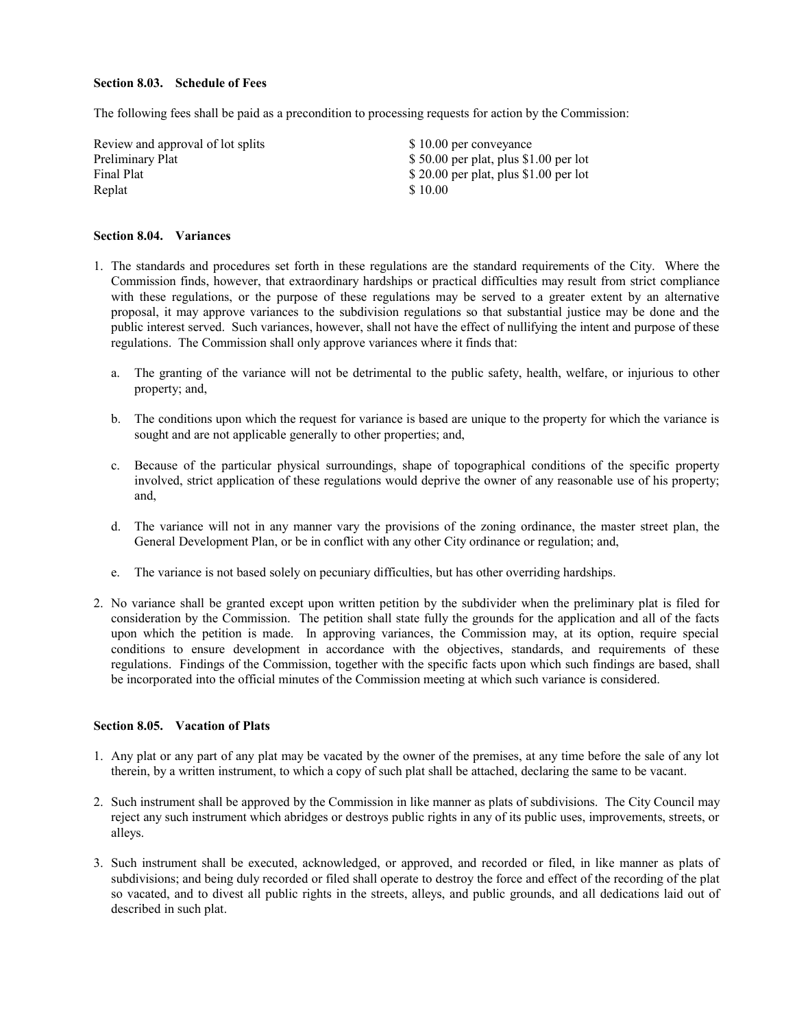**Section 8.03. Schedule of Fees**

The following fees shall be paid as a precondition to processing requests for action by the Commission:

| | |
|---|---|
| Review and approval of lot splits | $ 10.00 per conveyance |
| Preliminary Plat | $ 50.00 per plat, plus $1.00 per lot |
| Final Plat | $ 20.00 per plat, plus $1.00 per lot |
| Replat | $ 10.00 |

**Section 8.04. Variances**

1. The standards and procedures set forth in these regulations are the standard requirements of the City. Where the Commission finds, however, that extraordinary hardships or practical difficulties may result from strict compliance with these regulations, or the purpose of these regulations may be served to a greater extent by an alternative proposal, it may approve variances to the subdivision regulations so that substantial justice may be done and the public interest served. Such variances, however, shall not have the effect of nullifying the intent and purpose of these regulations. The Commission shall only approve variances where it finds that:

   a. The granting of the variance will not be detrimental to the public safety, health, welfare, or injurious to other property; and,

   b. The conditions upon which the request for variance is based are unique to the property for which the variance is sought and are not applicable generally to other properties; and,

   c. Because of the particular physical surroundings, shape of topographical conditions of the specific property involved, strict application of these regulations would deprive the owner of any reasonable use of his property; and,

   d. The variance will not in any manner vary the provisions of the zoning ordinance, the master street plan, the General Development Plan, or be in conflict with any other City ordinance or regulation; and,

   e. The variance is not based solely on pecuniary difficulties, but has other overriding hardships.

2. No variance shall be granted except upon written petition by the subdivider when the preliminary plat is filed for consideration by the Commission. The petition shall state fully the grounds for the application and all of the facts upon which the petition is made. In approving variances, the Commission may, at its option, require special conditions to ensure development in accordance with the objectives, standards, and requirements of these regulations. Findings of the Commission, together with the specific facts upon which such findings are based, shall be incorporated into the official minutes of the Commission meeting at which such variance is considered.

**Section 8.05. Vacation of Plats**

1. Any plat or any part of any plat may be vacated by the owner of the premises, at any time before the sale of any lot therein, by a written instrument, to which a copy of such plat shall be attached, declaring the same to be vacant.

2. Such instrument shall be approved by the Commission in like manner as plats of subdivisions. The City Council may reject any such instrument which abridges or destroys public rights in any of its public uses, improvements, streets, or alleys.

3. Such instrument shall be executed, acknowledged, or approved, and recorded or filed, in like manner as plats of subdivisions; and being duly recorded or filed shall operate to destroy the force and effect of the recording of the plat so vacated, and to divest all public rights in the streets, alleys, and public grounds, and all dedications laid out of described in such plat.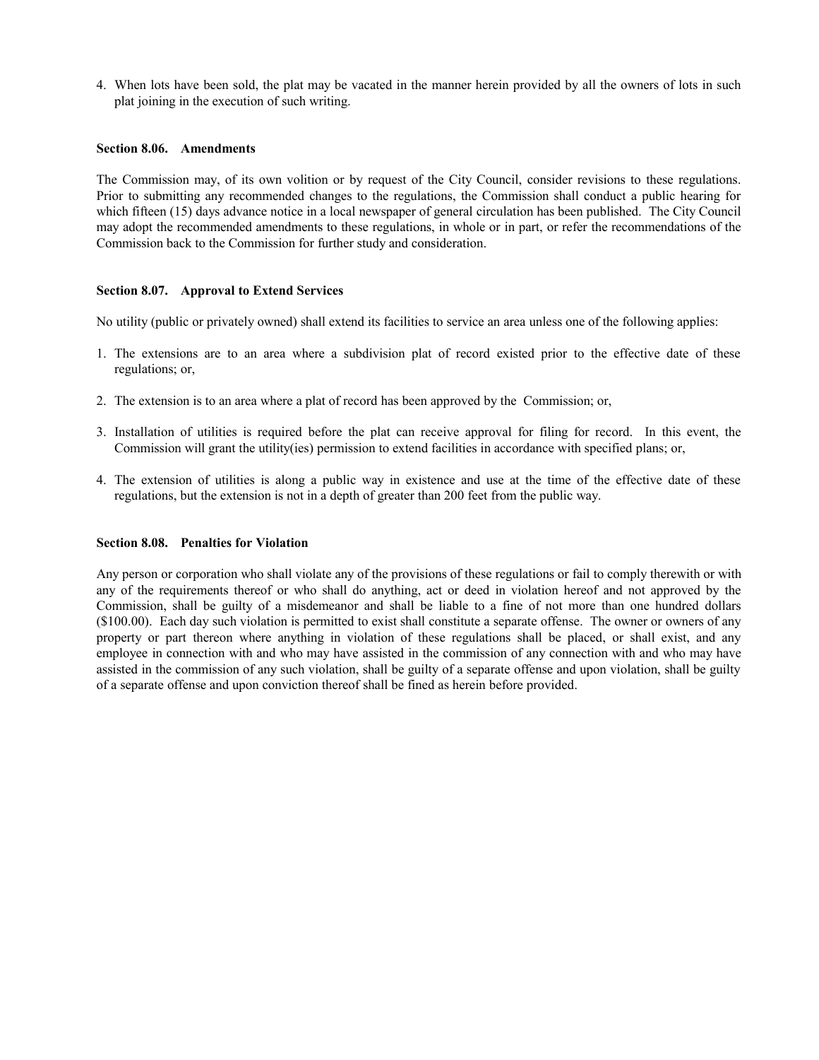4. When lots have been sold, the plat may be vacated in the manner herein provided by all the owners of lots in such plat joining in the execution of such writing.

### Section 8.06. Amendments

The Commission may, of its own volition or by request of the City Council, consider revisions to these regulations. Prior to submitting any recommended changes to the regulations, the Commission shall conduct a public hearing for which fifteen (15) days advance notice in a local newspaper of general circulation has been published. The City Council may adopt the recommended amendments to these regulations, in whole or in part, or refer the recommendations of the Commission back to the Commission for further study and consideration.

### Section 8.07. Approval to Extend Services

No utility (public or privately owned) shall extend its facilities to service an area unless one of the following applies:

1. The extensions are to an area where a subdivision plat of record existed prior to the effective date of these regulations; or,

2. The extension is to an area where a plat of record has been approved by the Commission; or,

3. Installation of utilities is required before the plat can receive approval for filing for record. In this event, the Commission will grant the utility(ies) permission to extend facilities in accordance with specified plans; or,

4. The extension of utilities is along a public way in existence and use at the time of the effective date of these regulations, but the extension is not in a depth of greater than 200 feet from the public way.

### Section 8.08. Penalties for Violation

Any person or corporation who shall violate any of the provisions of these regulations or fail to comply therewith or with any of the requirements thereof or who shall do anything, act or deed in violation hereof and not approved by the Commission, shall be guilty of a misdemeanor and shall be liable to a fine of not more than one hundred dollars ($100.00). Each day such violation is permitted to exist shall constitute a separate offense. The owner or owners of any property or part thereon where anything in violation of these regulations shall be placed, or shall exist, and any employee in connection with and who may have assisted in the commission of any connection with and who may have assisted in the commission of any such violation, shall be guilty of a separate offense and upon violation, shall be guilty of a separate offense and upon conviction thereof shall be fined as herein before provided.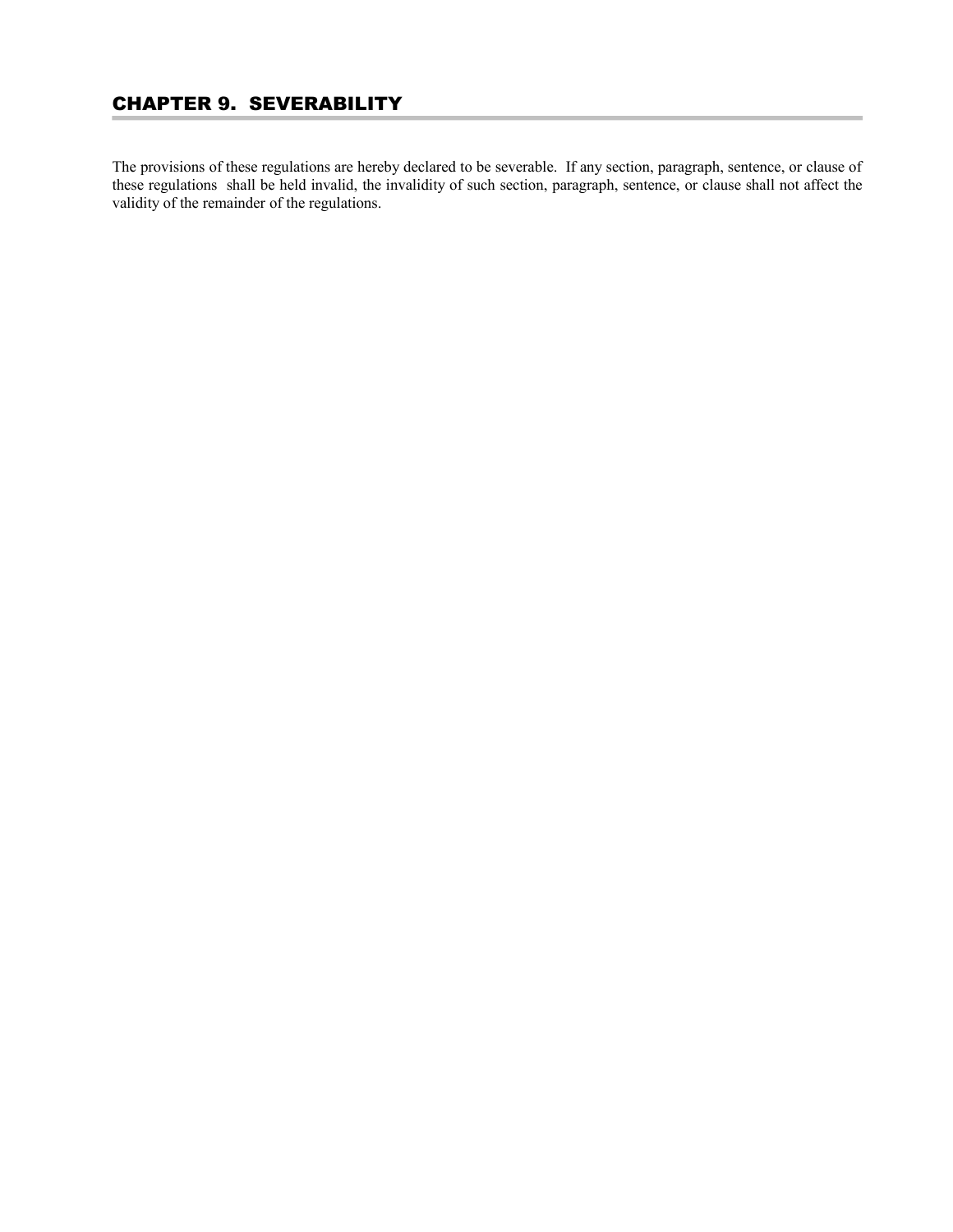## CHAPTER 9. SEVERABILITY

The provisions of these regulations are hereby declared to be severable. If any section, paragraph, sentence, or clause of these regulations shall be held invalid, the invalidity of such section, paragraph, sentence, or clause shall not affect the validity of the remainder of the regulations.